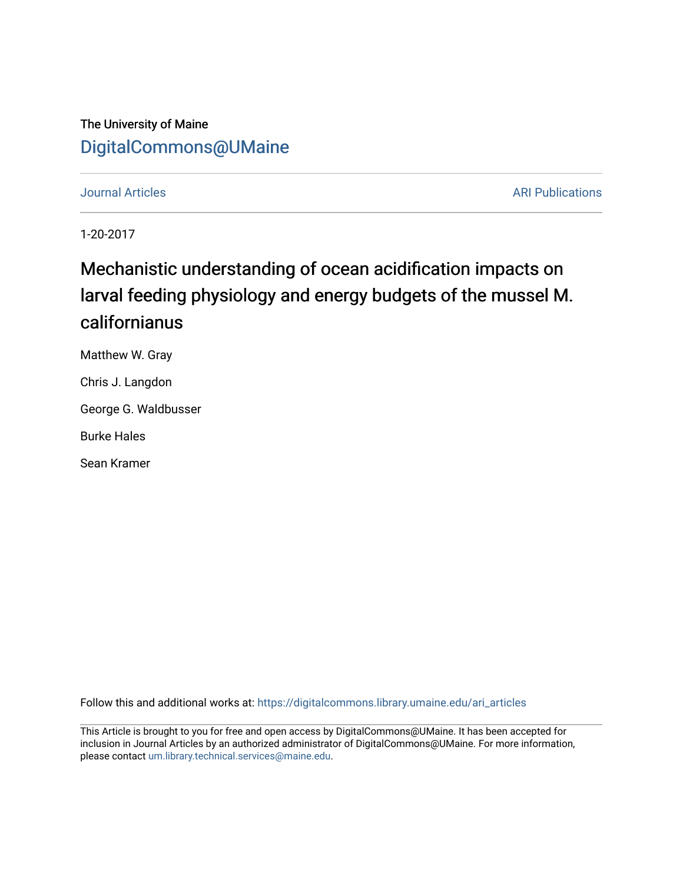The University of Maine

DigitalCommons@UMaine

Journal Articles | ARI Publications

1-20-2017

# Mechanistic understanding of ocean acidification impacts on larval feeding physiology and energy budgets of the mussel M. californianus

Matthew W. Gray

Chris J. Langdon

George G. Waldbusser

Burke Hales

Sean Kramer

Follow this and additional works at: https://digitalcommons.library.umaine.edu/ari_articles

This Article is brought to you for free and open access by DigitalCommons@UMaine. It has been accepted for inclusion in Journal Articles by an authorized administrator of DigitalCommons@UMaine. For more information, please contact um.library.technical.services@maine.edu.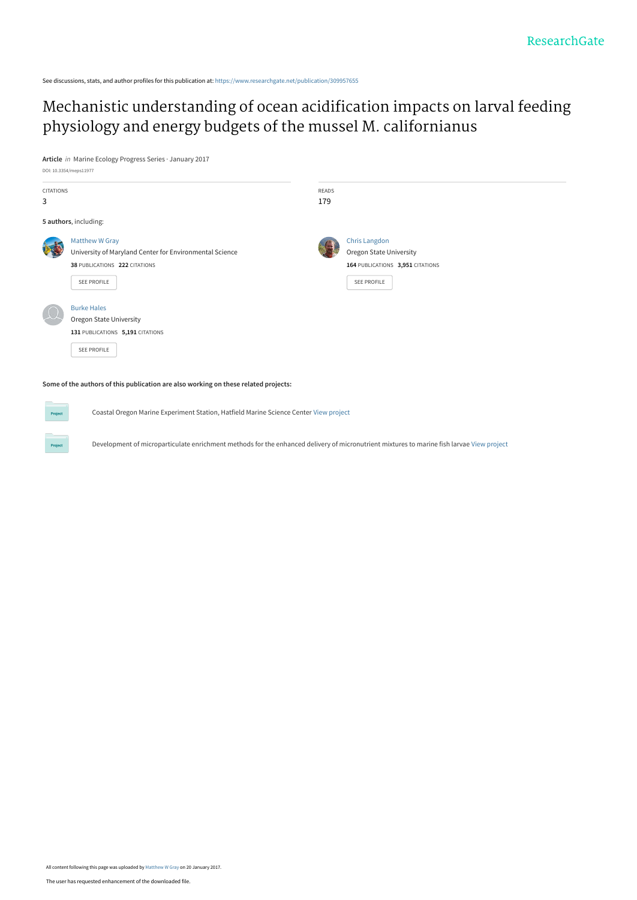See discussions, stats, and author profiles for this publication at: https://www.researchgate.net/publication/309957655

# Mechanistic understanding of ocean acidification impacts on larval feeding physiology and energy budgets of the mussel M. californianus

**Article** *in* Marine Ecology Progress Series · January 2017

DOI: 10.3354/meps11977

CITATIONS
3

READS
179

**5 authors**, including:

Matthew W Gray
University of Maryland Center for Environmental Science
**38** PUBLICATIONS **222** CITATIONS

SEE PROFILE

Chris Langdon
Oregon State University
**164** PUBLICATIONS **3,951** CITATIONS

SEE PROFILE

Burke Hales
Oregon State University
**131** PUBLICATIONS **5,191** CITATIONS

SEE PROFILE

**Some of the authors of this publication are also working on these related projects:**

Project: Coastal Oregon Marine Experiment Station, Hatfield Marine Science Center View project

Project: Development of microparticulate enrichment methods for the enhanced delivery of micronutrient mixtures to marine fish larvae View project

All content following this page was uploaded by Matthew W Gray on 20 January 2017.

The user has requested enhancement of the downloaded file.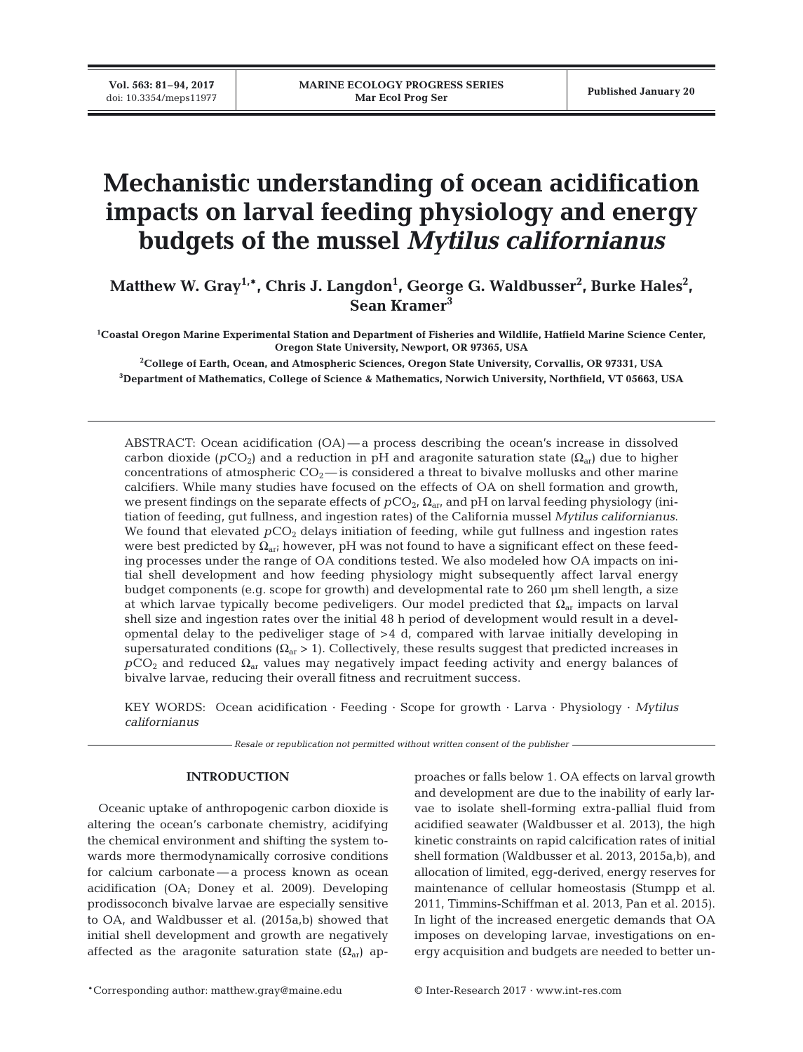# Mechanistic understanding of ocean acidification impacts on larval feeding physiology and energy budgets of the mussel *Mytilus californianus*

**Matthew W. Gray[1,*], Chris J. Langdon[1], George G. Waldbusser[2], Burke Hales[2], Sean Kramer[3]**

[1]Coastal Oregon Marine Experimental Station and Department of Fisheries and Wildlife, Hatfield Marine Science Center, Oregon State University, Newport, OR 97365, USA

[2]College of Earth, Ocean, and Atmospheric Sciences, Oregon State University, Corvallis, OR 97331, USA

[3]Department of Mathematics, College of Science & Mathematics, Norwich University, Northfield, VT 05663, USA

ABSTRACT: Ocean acidification (OA) — a process describing the ocean's increase in dissolved carbon dioxide ($pCO_2$) and a reduction in pH and aragonite saturation state ($\Omega_{ar}$) due to higher concentrations of atmospheric $CO_2$ — is considered a threat to bivalve mollusks and other marine calcifiers. While many studies have focused on the effects of OA on shell formation and growth, we present findings on the separate effects of $pCO_2$, $\Omega_{ar}$, and pH on larval feeding physiology (initiation of feeding, gut fullness, and ingestion rates) of the California mussel *Mytilus californianus*. We found that elevated $pCO_2$ delays initiation of feeding, while gut fullness and ingestion rates were best predicted by $\Omega_{ar}$; however, pH was not found to have a significant effect on these feeding processes under the range of OA conditions tested. We also modeled how OA impacts on initial shell development and how feeding physiology might subsequently affect larval energy budget components (e.g. scope for growth) and developmental rate to 260 µm shell length, a size at which larvae typically become pediveligers. Our model predicted that $\Omega_{ar}$ impacts on larval shell size and ingestion rates over the initial 48 h period of development would result in a developmental delay to the pediveliger stage of >4 d, compared with larvae initially developing in supersaturated conditions ($\Omega_{ar}$ > 1). Collectively, these results suggest that predicted increases in $pCO_2$ and reduced $\Omega_{ar}$ values may negatively impact feeding activity and energy balances of bivalve larvae, reducing their overall fitness and recruitment success.

KEY WORDS: Ocean acidification · Feeding · Scope for growth · Larva · Physiology · *Mytilus californianus*

*Resale or republication not permitted without written consent of the publisher*

## INTRODUCTION

Oceanic uptake of anthropogenic carbon dioxide is altering the ocean's carbonate chemistry, acidifying the chemical environment and shifting the system towards more thermodynamically corrosive conditions for calcium carbonate — a process known as ocean acidification (OA; Doney et al. 2009). Developing prodissoconch bivalve larvae are especially sensitive to OA, and Waldbusser et al. (2015a,b) showed that initial shell development and growth are negatively affected as the aragonite saturation state ($\Omega_{ar}$) approaches or falls below 1. OA effects on larval growth and development are due to the inability of early larvae to isolate shell-forming extra-pallial fluid from acidified seawater (Waldbusser et al. 2013), the high kinetic constraints on rapid calcification rates of initial shell formation (Waldbusser et al. 2013, 2015a,b), and allocation of limited, egg-derived, energy reserves for maintenance of cellular homeostasis (Stumpp et al. 2011, Timmins-Schiffman et al. 2013, Pan et al. 2015). In light of the increased energetic demands that OA imposes on developing larvae, investigations on energy acquisition and budgets are needed to better un-

*Corresponding author: matthew.gray@maine.edu

© Inter-Research 2017 · www.int-res.com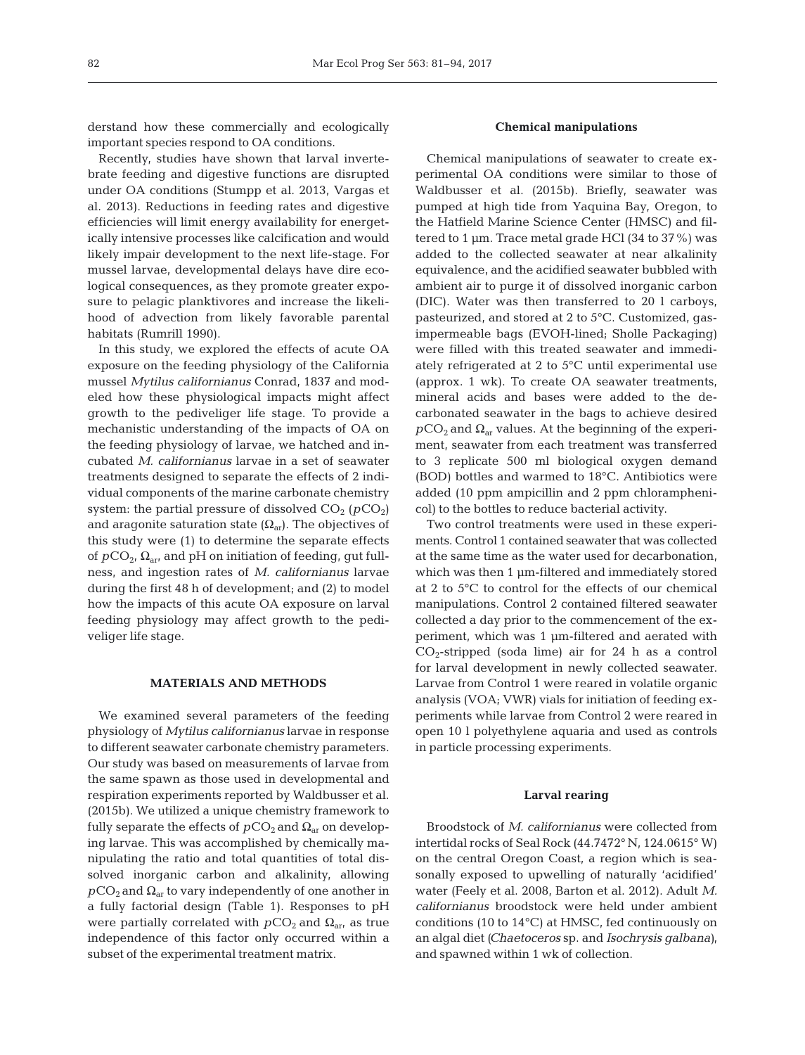derstand how these commercially and ecologically important species respond to OA conditions.

Recently, studies have shown that larval invertebrate feeding and digestive functions are disrupted under OA conditions (Stumpp et al. 2013, Vargas et al. 2013). Reductions in feeding rates and digestive efficiencies will limit energy availability for energetically intensive processes like calcification and would likely impair development to the next life-stage. For mussel larvae, developmental delays have dire ecological consequences, as they promote greater exposure to pelagic planktivores and increase the likelihood of advection from likely favorable parental habitats (Rumrill 1990).

In this study, we explored the effects of acute OA exposure on the feeding physiology of the California mussel *Mytilus californianus* Conrad, 1837 and modeled how these physiological impacts might affect growth to the pediveliger life stage. To provide a mechanistic understanding of the impacts of OA on the feeding physiology of larvae, we hatched and incubated *M. californianus* larvae in a set of seawater treatments designed to separate the effects of 2 individual components of the marine carbonate chemistry system: the partial pressure of dissolved $CO_2$ ($pCO_2$) and aragonite saturation state ($\Omega_{ar}$). The objectives of this study were (1) to determine the separate effects of $pCO_2$, $\Omega_{ar}$, and pH on initiation of feeding, gut fullness, and ingestion rates of *M. californianus* larvae during the first 48 h of development; and (2) to model how the impacts of this acute OA exposure on larval feeding physiology may affect growth to the pediveliger life stage.

## MATERIALS AND METHODS

We examined several parameters of the feeding physiology of *Mytilus californianus* larvae in response to different seawater carbonate chemistry parameters. Our study was based on measurements of larvae from the same spawn as those used in developmental and respiration experiments reported by Waldbusser et al. (2015b). We utilized a unique chemistry framework to fully separate the effects of $pCO_2$ and $\Omega_{ar}$ on developing larvae. This was accomplished by chemically manipulating the ratio and total quantities of total dissolved inorganic carbon and alkalinity, allowing $pCO_2$ and $\Omega_{ar}$ to vary independently of one another in a fully factorial design (Table 1). Responses to pH were partially correlated with $pCO_2$ and $\Omega_{ar}$, as true independence of this factor only occurred within a subset of the experimental treatment matrix.

### Chemical manipulations

Chemical manipulations of seawater to create experimental OA conditions were similar to those of Waldbusser et al. (2015b). Briefly, seawater was pumped at high tide from Yaquina Bay, Oregon, to the Hatfield Marine Science Center (HMSC) and filtered to 1 µm. Trace metal grade HCl (34 to 37%) was added to the collected seawater at near alkalinity equivalence, and the acidified seawater bubbled with ambient air to purge it of dissolved inorganic carbon (DIC). Water was then transferred to 20 l carboys, pasteurized, and stored at 2 to 5°C. Customized, gas-impermeable bags (EVOH-lined; Sholle Packaging) were filled with this treated seawater and immediately refrigerated at 2 to 5°C until experimental use (approx. 1 wk). To create OA seawater treatments, mineral acids and bases were added to the decarbonated seawater in the bags to achieve desired $pCO_2$ and $\Omega_{ar}$ values. At the beginning of the experiment, seawater from each treatment was transferred to 3 replicate 500 ml biological oxygen demand (BOD) bottles and warmed to 18°C. Antibiotics were added (10 ppm ampicillin and 2 ppm chloramphenicol) to the bottles to reduce bacterial activity.

Two control treatments were used in these experiments. Control 1 contained seawater that was collected at the same time as the water used for decarbonation, which was then 1 µm-filtered and immediately stored at 2 to 5°C to control for the effects of our chemical manipulations. Control 2 contained filtered seawater collected a day prior to the commencement of the experiment, which was 1 µm-filtered and aerated with $CO_2$-stripped (soda lime) air for 24 h as a control for larval development in newly collected seawater. Larvae from Control 1 were reared in volatile organic analysis (VOA; VWR) vials for initiation of feeding experiments while larvae from Control 2 were reared in open 10 l polyethylene aquaria and used as controls in particle processing experiments.

### Larval rearing

Broodstock of *M. californianus* were collected from intertidal rocks of Seal Rock (44.7472° N, 124.0615° W) on the central Oregon Coast, a region which is seasonally exposed to upwelling of naturally 'acidified' water (Feely et al. 2008, Barton et al. 2012). Adult *M. californianus* broodstock were held under ambient conditions (10 to 14°C) at HMSC, fed continuously on an algal diet (*Chaetoceros* sp. and *Isochrysis galbana*), and spawned within 1 wk of collection.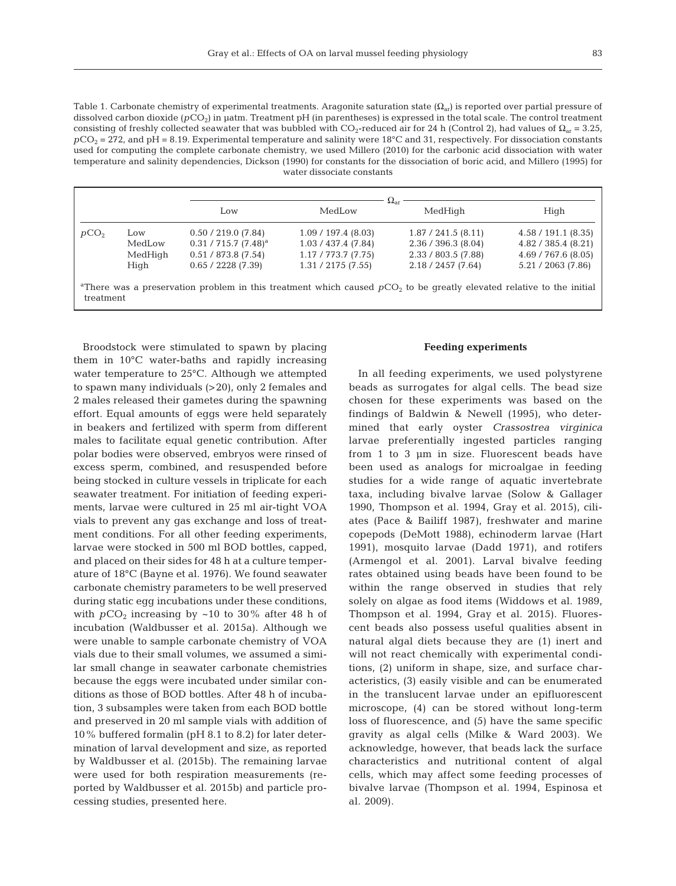Table 1. Carbonate chemistry of experimental treatments. Aragonite saturation state ($\Omega_{ar}$) is reported over partial pressure of dissolved carbon dioxide ($pCO_2$) in µatm. Treatment pH (in parentheses) is expressed in the total scale. The control treatment consisting of freshly collected seawater that was bubbled with $CO_2$-reduced air for 24 h (Control 2), had values of $\Omega_{ar}$ = 3.25, $pCO_2$ = 272, and pH = 8.19. Experimental temperature and salinity were 18°C and 31, respectively. For dissociation constants used for computing the complete carbonate chemistry, we used Millero (2010) for the carbonic acid dissociation with water temperature and salinity dependencies, Dickson (1990) for constants for the dissociation of boric acid, and Millero (1995) for water dissociate constants

| | | $\Omega_{ar}$ | | | |
|---|---|---|---|---|---|
| | | Low | MedLow | MedHigh | High |
| $pCO_2$ | Low | 0.50 / 219.0 (7.84) | 1.09 / 197.4 (8.03) | 1.87 / 241.5 (8.11) | 4.58 / 191.1 (8.35) |
| | MedLow | 0.31 / 715.7 (7.48)[a] | 1.03 / 437.4 (7.84) | 2.36 / 396.3 (8.04) | 4.82 / 385.4 (8.21) |
| | MedHigh | 0.51 / 873.8 (7.54) | 1.17 / 773.7 (7.75) | 2.33 / 803.5 (7.88) | 4.69 / 767.6 (8.05) |
| | High | 0.65 / 2228 (7.39) | 1.31 / 2175 (7.55) | 2.18 / 2457 (7.64) | 5.21 / 2063 (7.86) |

[a]There was a preservation problem in this treatment which caused $pCO_2$ to be greatly elevated relative to the initial treatment

Broodstock were stimulated to spawn by placing them in 10°C water-baths and rapidly increasing water temperature to 25°C. Although we attempted to spawn many individuals (>20), only 2 females and 2 males released their gametes during the spawning effort. Equal amounts of eggs were held separately in beakers and fertilized with sperm from different males to facilitate equal genetic contribution. After polar bodies were observed, embryos were rinsed of excess sperm, combined, and resuspended before being stocked in culture vessels in triplicate for each seawater treatment. For initiation of feeding experiments, larvae were cultured in 25 ml air-tight VOA vials to prevent any gas exchange and loss of treatment conditions. For all other feeding experiments, larvae were stocked in 500 ml BOD bottles, capped, and placed on their sides for 48 h at a culture temperature of 18°C (Bayne et al. 1976). We found seawater carbonate chemistry parameters to be well preserved during static egg incubations under these conditions, with $pCO_2$ increasing by ~10 to 30% after 48 h of incubation (Waldbusser et al. 2015a). Although we were unable to sample carbonate chemistry of VOA vials due to their small volumes, we assumed a similar small change in seawater carbonate chemistries because the eggs were incubated under similar conditions as those of BOD bottles. After 48 h of incubation, 3 subsamples were taken from each BOD bottle and preserved in 20 ml sample vials with addition of 10% buffered formalin (pH 8.1 to 8.2) for later determination of larval development and size, as reported by Waldbusser et al. (2015b). The remaining larvae were used for both respiration measurements (reported by Waldbusser et al. 2015b) and particle processing studies, presented here.

### Feeding experiments

In all feeding experiments, we used polystyrene beads as surrogates for algal cells. The bead size chosen for these experiments was based on the findings of Baldwin & Newell (1995), who determined that early oyster *Crassostrea virginica* larvae preferentially ingested particles ranging from 1 to 3 µm in size. Fluorescent beads have been used as analogs for microalgae in feeding studies for a wide range of aquatic invertebrate taxa, including bivalve larvae (Solow & Gallager 1990, Thompson et al. 1994, Gray et al. 2015), ciliates (Pace & Bailiff 1987), freshwater and marine copepods (DeMott 1988), echinoderm larvae (Hart 1991), mosquito larvae (Dadd 1971), and rotifers (Armengol et al. 2001). Larval bivalve feeding rates obtained using beads have been found to be within the range observed in studies that rely solely on algae as food items (Widdows et al. 1989, Thompson et al. 1994, Gray et al. 2015). Fluorescent beads also possess useful qualities absent in natural algal diets because they are (1) inert and will not react chemically with experimental conditions, (2) uniform in shape, size, and surface characteristics, (3) easily visible and can be enumerated in the translucent larvae under an epifluorescent microscope, (4) can be stored without long-term loss of fluorescence, and (5) have the same specific gravity as algal cells (Milke & Ward 2003). We acknowledge, however, that beads lack the surface characteristics and nutritional content of algal cells, which may affect some feeding processes of bivalve larvae (Thompson et al. 1994, Espinosa et al. 2009).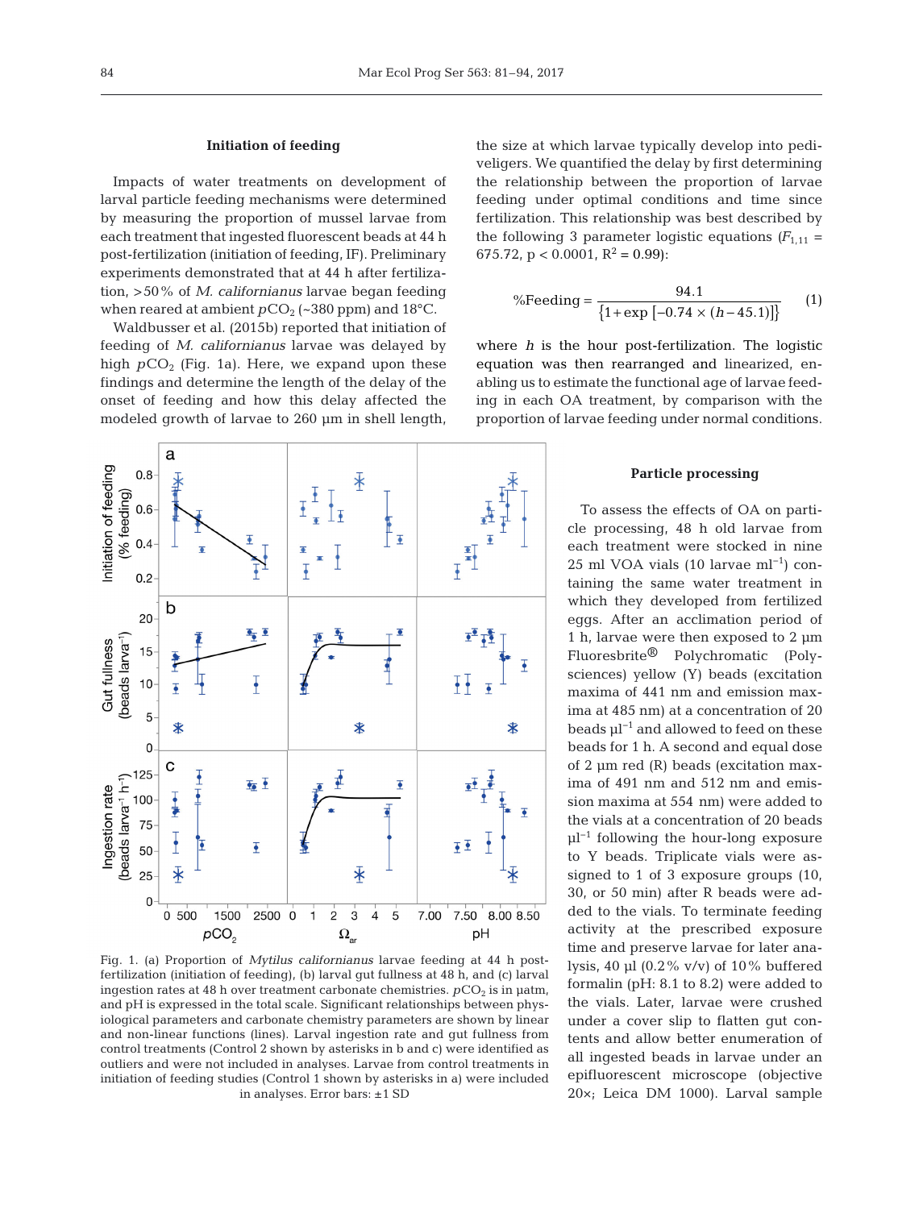## Initiation of feeding

Impacts of water treatments on development of larval particle feeding mechanisms were determined by measuring the proportion of mussel larvae from each treatment that ingested fluorescent beads at 44 h post-fertilization (initiation of feeding, IF). Preliminary experiments demonstrated that at 44 h after fertilization, >50% of *M. californianus* larvae began feeding when reared at ambient $pCO_2$ (~380 ppm) and 18°C.

Waldbusser et al. (2015b) reported that initiation of feeding of *M. californianus* larvae was delayed by high $pCO_2$ (Fig. 1a). Here, we expand upon these findings and determine the length of the delay of the onset of feeding and how this delay affected the modeled growth of larvae to 260 µm in shell length, the size at which larvae typically develop into pediveligers. We quantified the delay by first determining the relationship between the proportion of larvae feeding under optimal conditions and time since fertilization. This relationship was best described by the following 3 parameter logistic equations ($F_{1,11}$ = 675.72, $p < 0.0001$, $R^2 = 0.99$):

$$\%\text{Feeding} = \frac{94.1}{\{1 + \exp\left[-0.74 \times (h - 45.1)\right]\}} \quad (1)$$

where $h$ is the hour post-fertilization. The logistic equation was then rearranged and linearized, enabling us to estimate the functional age of larvae feeding in each OA treatment, by comparison with the proportion of larvae feeding under normal conditions.

Fig. 1. (a) Proportion of *Mytilus californianus* larvae feeding at 44 h post-fertilization (initiation of feeding), (b) larval gut fullness at 48 h, and (c) larval ingestion rates at 48 h over treatment carbonate chemistries. $pCO_2$ is in µatm, and pH is expressed in the total scale. Significant relationships between physiological parameters and carbonate chemistry parameters are shown by linear and non-linear functions (lines). Larval ingestion rate and gut fullness from control treatments (Control 2 shown by asterisks in b and c) were identified as outliers and were not included in analyses. Larvae from control treatments in initiation of feeding studies (Control 1 shown by asterisks in a) were included in analyses. Error bars: ±1 SD

## Particle processing

To assess the effects of OA on particle processing, 48 h old larvae from each treatment were stocked in nine 25 ml VOA vials (10 larvae ml$^{-1}$) containing the same water treatment in which they developed from fertilized eggs. After an acclimation period of 1 h, larvae were then exposed to 2 µm Fluoresbrite® Polychromatic (Polysciences) yellow (Y) beads (excitation maxima of 441 nm and emission maxima at 485 nm) at a concentration of 20 beads µl$^{-1}$ and allowed to feed on these beads for 1 h. A second and equal dose of 2 µm red (R) beads (excitation maxima of 491 nm and 512 nm and emission maxima at 554 nm) were added to the vials at a concentration of 20 beads µl$^{-1}$ following the hour-long exposure to Y beads. Triplicate vials were assigned to 1 of 3 exposure groups (10, 30, or 50 min) after R beads were added to the vials. To terminate feeding activity at the prescribed exposure time and preserve larvae for later analysis, 40 µl (0.2% v/v) of 10% buffered formalin (pH: 8.1 to 8.2) were added to the vials. Later, larvae were crushed under a cover slip to flatten gut contents and allow better enumeration of all ingested beads in larvae under an epifluorescent microscope (objective 20×; Leica DM 1000). Larval sample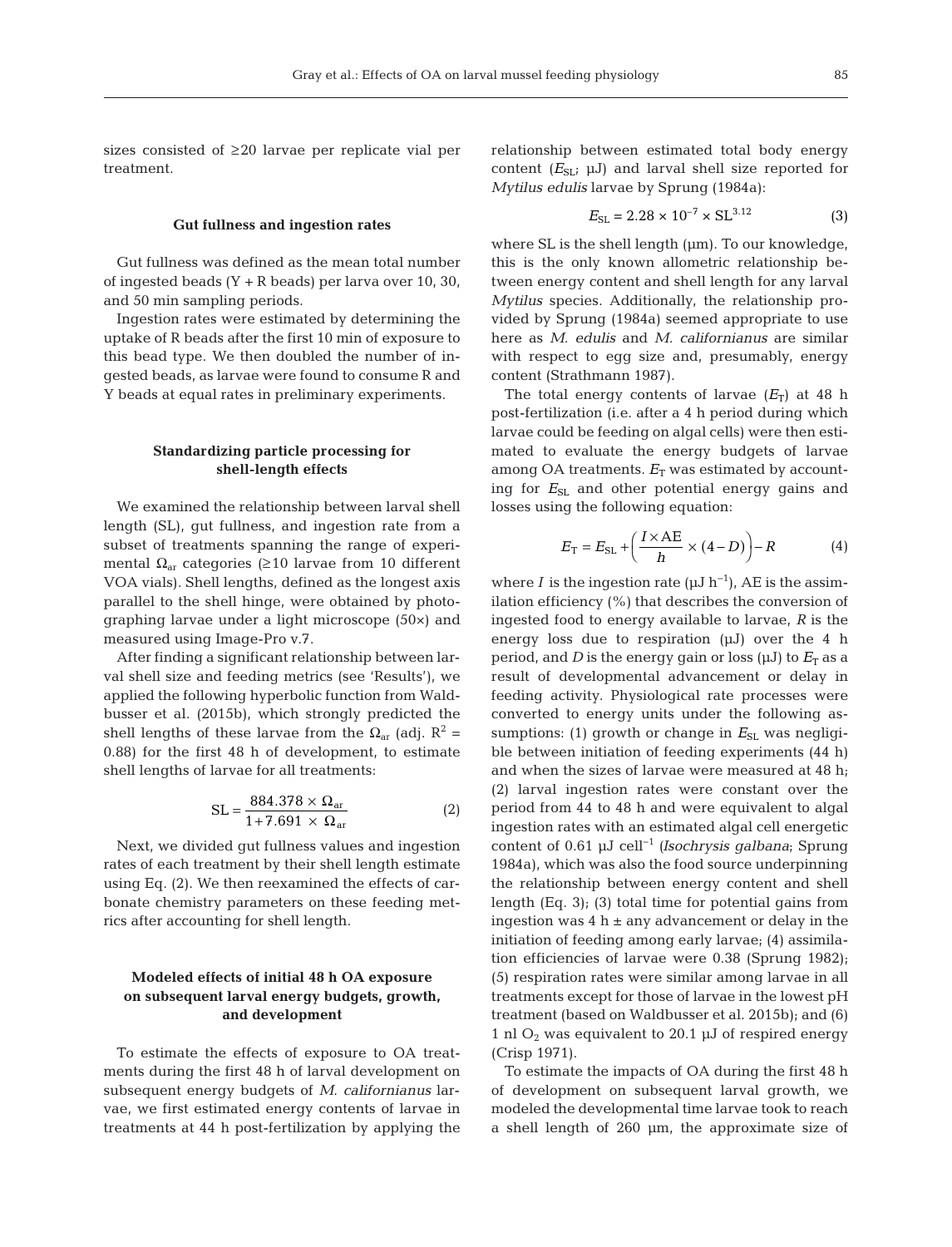sizes consisted of ≥20 larvae per replicate vial per treatment.

### Gut fullness and ingestion rates

Gut fullness was defined as the mean total number of ingested beads (Y + R beads) per larva over 10, 30, and 50 min sampling periods.

Ingestion rates were estimated by determining the uptake of R beads after the first 10 min of exposure to this bead type. We then doubled the number of ingested beads, as larvae were found to consume R and Y beads at equal rates in preliminary experiments.

### Standardizing particle processing for shell-length effects

We examined the relationship between larval shell length (SL), gut fullness, and ingestion rate from a subset of treatments spanning the range of experimental $\Omega_{ar}$ categories (≥10 larvae from 10 different VOA vials). Shell lengths, defined as the longest axis parallel to the shell hinge, were obtained by photographing larvae under a light microscope (50×) and measured using Image-Pro v.7.

After finding a significant relationship between larval shell size and feeding metrics (see 'Results'), we applied the following hyperbolic function from Waldbusser et al. (2015b), which strongly predicted the shell lengths of these larvae from the $\Omega_{ar}$ (adj. $R^2$ = 0.88) for the first 48 h of development, to estimate shell lengths of larvae for all treatments:

$$\mathrm{SL} = \frac{884.378 \times \Omega_{ar}}{1 + 7.691 \times \Omega_{ar}} \qquad (2)$$

Next, we divided gut fullness values and ingestion rates of each treatment by their shell length estimate using Eq. (2). We then reexamined the effects of carbonate chemistry parameters on these feeding metrics after accounting for shell length.

### Modeled effects of initial 48 h OA exposure on subsequent larval energy budgets, growth, and development

To estimate the effects of exposure to OA treatments during the first 48 h of larval development on subsequent energy budgets of *M. californianus* larvae, we first estimated energy contents of larvae in treatments at 44 h post-fertilization by applying the relationship between estimated total body energy content ($E_{SL}$; µJ) and larval shell size reported for *Mytilus edulis* larvae by Sprung (1984a):

$$E_{SL} = 2.28 \times 10^{-7} \times \mathrm{SL}^{3.12} \qquad (3)$$

where SL is the shell length (µm). To our knowledge, this is the only known allometric relationship between energy content and shell length for any larval *Mytilus* species. Additionally, the relationship provided by Sprung (1984a) seemed appropriate to use here as *M. edulis* and *M. californianus* are similar with respect to egg size and, presumably, energy content (Strathmann 1987).

The total energy contents of larvae ($E_T$) at 48 h post-fertilization (i.e. after a 4 h period during which larvae could be feeding on algal cells) were then estimated to evaluate the energy budgets of larvae among OA treatments. $E_T$ was estimated by accounting for $E_{SL}$ and other potential energy gains and losses using the following equation:

$$E_T = E_{SL} + \left(\frac{I \times \mathrm{AE}}{h} \times (4 - D)\right) - R \qquad (4)$$

where $I$ is the ingestion rate (µJ $h^{-1}$), AE is the assimilation efficiency (%) that describes the conversion of ingested food to energy available to larvae, $R$ is the energy loss due to respiration (µJ) over the 4 h period, and $D$ is the energy gain or loss (µJ) to $E_T$ as a result of developmental advancement or delay in feeding activity. Physiological rate processes were converted to energy units under the following assumptions: (1) growth or change in $E_{SL}$ was negligible between initiation of feeding experiments (44 h) and when the sizes of larvae were measured at 48 h; (2) larval ingestion rates were constant over the period from 44 to 48 h and were equivalent to algal ingestion rates with an estimated algal cell energetic content of 0.61 µJ $cell^{-1}$ (*Isochrysis galbana*; Sprung 1984a), which was also the food source underpinning the relationship between energy content and shell length (Eq. 3); (3) total time for potential gains from ingestion was 4 h ± any advancement or delay in the initiation of feeding among early larvae; (4) assimilation efficiencies of larvae were 0.38 (Sprung 1982); (5) respiration rates were similar among larvae in all treatments except for those of larvae in the lowest pH treatment (based on Waldbusser et al. 2015b); and (6) 1 nl $O_2$ was equivalent to 20.1 µJ of respired energy (Crisp 1971).

To estimate the impacts of OA during the first 48 h of development on subsequent larval growth, we modeled the developmental time larvae took to reach a shell length of 260 µm, the approximate size of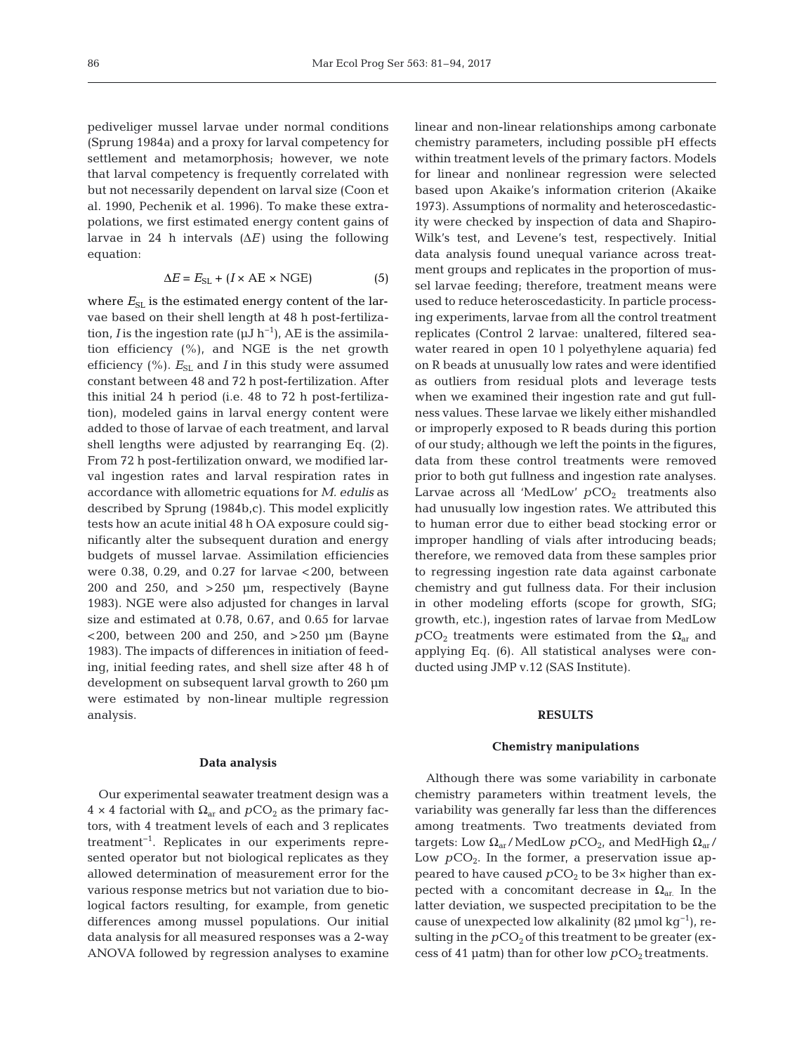pediveliger mussel larvae under normal conditions (Sprung 1984a) and a proxy for larval competency for settlement and metamorphosis; however, we note that larval competency is frequently correlated with but not necessarily dependent on larval size (Coon et al. 1990, Pechenik et al. 1996). To make these extrapolations, we first estimated energy content gains of larvae in 24 h intervals ($\Delta E$) using the following equation:

$$\Delta E = E_{SL} + (I \times AE \times NGE) \quad (5)$$

where $E_{SL}$ is the estimated energy content of the larvae based on their shell length at 48 h post-fertilization, $I$ is the ingestion rate (µJ $h^{-1}$), AE is the assimilation efficiency (%), and NGE is the net growth efficiency (%). $E_{SL}$ and $I$ in this study were assumed constant between 48 and 72 h post-fertilization. After this initial 24 h period (i.e. 48 to 72 h post-fertilization), modeled gains in larval energy content were added to those of larvae of each treatment, and larval shell lengths were adjusted by rearranging Eq. (2). From 72 h post-fertilization onward, we modified larval ingestion rates and larval respiration rates in accordance with allometric equations for *M. edulis* as described by Sprung (1984b,c). This model explicitly tests how an acute initial 48 h OA exposure could significantly alter the subsequent duration and energy budgets of mussel larvae. Assimilation efficiencies were 0.38, 0.29, and 0.27 for larvae <200, between 200 and 250, and >250 µm, respectively (Bayne 1983). NGE were also adjusted for changes in larval size and estimated at 0.78, 0.67, and 0.65 for larvae <200, between 200 and 250, and >250 µm (Bayne 1983). The impacts of differences in initiation of feeding, initial feeding rates, and shell size after 48 h of development on subsequent larval growth to 260 µm were estimated by non-linear multiple regression analysis.

### Data analysis

Our experimental seawater treatment design was a 4 × 4 factorial with $\Omega_{ar}$ and $pCO_2$ as the primary factors, with 4 treatment levels of each and 3 replicates treatment$^{-1}$. Replicates in our experiments represented operator but not biological replicates as they allowed determination of measurement error for the various response metrics but not variation due to biological factors resulting, for example, from genetic differences among mussel populations. Our initial data analysis for all measured responses was a 2-way ANOVA followed by regression analyses to examine linear and non-linear relationships among carbonate chemistry parameters, including possible pH effects within treatment levels of the primary factors. Models for linear and nonlinear regression were selected based upon Akaike's information criterion (Akaike 1973). Assumptions of normality and heteroscedasticity were checked by inspection of data and Shapiro-Wilk's test, and Levene's test, respectively. Initial data analysis found unequal variance across treatment groups and replicates in the proportion of mussel larvae feeding; therefore, treatment means were used to reduce heteroscedasticity. In particle processing experiments, larvae from all the control treatment replicates (Control 2 larvae: unaltered, filtered seawater reared in open 10 l polyethylene aquaria) fed on R beads at unusually low rates and were identified as outliers from residual plots and leverage tests when we examined their ingestion rate and gut fullness values. These larvae we likely either mishandled or improperly exposed to R beads during this portion of our study; although we left the points in the figures, data from these control treatments were removed prior to both gut fullness and ingestion rate analyses. Larvae across all 'MedLow' $pCO_2$ treatments also had unusually low ingestion rates. We attributed this to human error due to either bead stocking error or improper handling of vials after introducing beads; therefore, we removed data from these samples prior to regressing ingestion rate data against carbonate chemistry and gut fullness data. For their inclusion in other modeling efforts (scope for growth, SfG; growth, etc.), ingestion rates of larvae from MedLow $pCO_2$ treatments were estimated from the $\Omega_{ar}$ and applying Eq. (6). All statistical analyses were conducted using JMP v.12 (SAS Institute).

## RESULTS

### Chemistry manipulations

Although there was some variability in carbonate chemistry parameters within treatment levels, the variability was generally far less than the differences among treatments. Two treatments deviated from targets: Low $\Omega_{ar}$ / MedLow $pCO_2$, and MedHigh $\Omega_{ar}$ / Low $pCO_2$. In the former, a preservation issue appeared to have caused $pCO_2$ to be 3× higher than expected with a concomitant decrease in $\Omega_{ar}$. In the latter deviation, we suspected precipitation to be the cause of unexpected low alkalinity (82 µmol $kg^{-1}$), resulting in the $pCO_2$ of this treatment to be greater (excess of 41 µatm) than for other low $pCO_2$ treatments.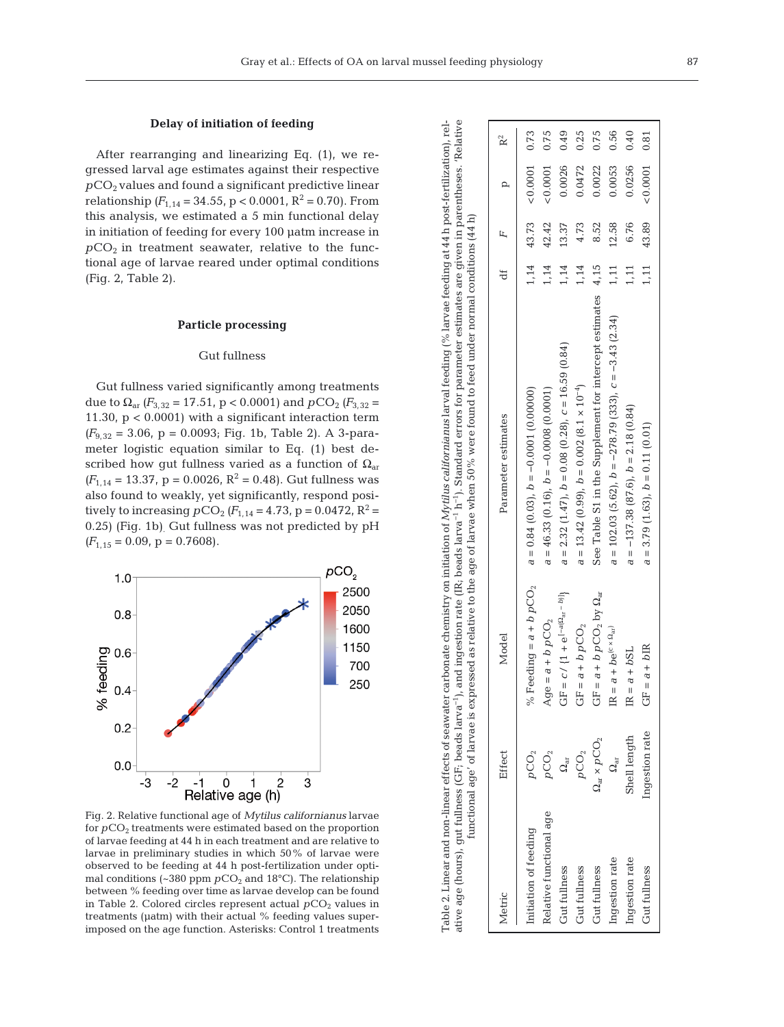### Delay of initiation of feeding

After rearranging and linearizing Eq. (1), we regressed larval age estimates against their respective $pCO_2$ values and found a significant predictive linear relationship ($F_{1,14} = 34.55$, $p < 0.0001$, $R^2 = 0.70$). From this analysis, we estimated a 5 min functional delay in initiation of feeding for every 100 µatm increase in $pCO_2$ in treatment seawater, relative to the functional age of larvae reared under optimal conditions (Fig. 2, Table 2).

### Particle processing

#### Gut fullness

Gut fullness varied significantly among treatments due to $\Omega_{ar}$ ($F_{3,32} = 17.51$, $p < 0.0001$) and $pCO_2$ ($F_{3,32} = 11.30$, $p < 0.0001$) with a significant interaction term ($F_{9,32} = 3.06$, $p = 0.0093$; Fig. 1b, Table 2). A 3-parameter logistic equation similar to Eq. (1) best described how gut fullness varied as a function of $\Omega_{ar}$ ($F_{1,14} = 13.37$, $p = 0.0026$, $R^2 = 0.48$). Gut fullness was also found to weakly, yet significantly, respond positively to increasing $pCO_2$ ($F_{1,14} = 4.73$, $p = 0.0472$, $R^2 = 0.25$) (Fig. 1b). Gut fullness was not predicted by pH ($F_{1,15} = 0.09$, $p = 0.7608$).

Fig. 2. Relative functional age of *Mytilus californianus* larvae for $pCO_2$ treatments were estimated based on the proportion of larvae feeding at 44 h in each treatment and are relative to larvae in preliminary studies in which 50% of larvae were observed to be feeding at 44 h post-fertilization under optimal conditions (~380 ppm $pCO_2$ and 18°C). The relationship between % feeding over time as larvae develop can be found in Table 2. Colored circles represent actual $pCO_2$ values in treatments (µatm) with their actual % feeding values superimposed on the age function. Asterisks: Control 1 treatments

Table 2. Linear and non-linear effects of seawater carbonate chemistry on initiation of *Mytilus californianus* larval feeding (% larvae feeding at 44 h post-fertilization), relative age (hours), gut fullness (GF; beads larva$^{-1}$), and ingestion rate (IR; beads larva$^{-1}$ h$^{-1}$). Standard errors for parameter estimates are given in parentheses. 'Relative functional age' of larvae is expressed as relative to the age of larvae when 50% were found to feed under normal conditions (44 h)

| Metric | Effect | Model | Parameter estimates | df | F | p | R² |
|---|---|---|---|---|---|---|---|
| Initiation of feeding | $pCO_2$ | % Feeding = $a + b\,pCO_2$ | $a = 0.84$ (0.03), $b = -0.0001$ (0.00000) | 1,14 | 43.73 | <0.0001 | 0.73 |
| Relative functional age | $pCO_2$ | Age = $a + b\,pCO_2$ | $a = 46.33$ (0.16), $b = -0.0008$ (0.0001) | 1,14 | 42.42 | <0.0001 | 0.75 |
| Gut fullness | $\Omega_{ar}$ | GF = $c / \{1 + e^{[-a(\Omega_{ar} - b)]}\}$ | $a = 2.32$ (1.47), $b = 0.08$ (0.28), $c = 16.59$ (0.84) | 1,14 | 13.37 | 0.0026 | 0.49 |
| Gut fullness | $pCO_2$ | GF = $a + b\,pCO_2$ | $a = 13.42$ (0.99), $b = 0.002$ ($8.1 \times 10^{-4}$) | 1,14 | 4.73 | 0.0472 | 0.25 |
| Gut fullness | $\Omega_{ar} \times pCO_2$ | GF = $a + b\,pCO_2$ by $\Omega_{ar}$ | See Table S1 in the Supplement for intercept estimates | 4,15 | 8.52 | 0.0022 | 0.75 |
| Ingestion rate | $\Omega_{ar}$ | IR = $a + be^{(c \times \Omega_{ar})}$ | $a = 102.03$ (5.62), $b = -278.79$ (333), $c = -3.43$ (2.34) | 1,11 | 12.58 | 0.0053 | 0.56 |
| Ingestion rate | Shell length | IR = $a + b$SL | $a = -137.38$ (87.6), $b = 2.18$ (0.84) | 1,11 | 6.76 | 0.0256 | 0.40 |
| Gut fullness | Ingestion rate | GF = $a + b$IR | $a = 3.79$ (1.63), $b = 0.11$ (0.01) | 1,11 | 43.89 | <0.0001 | 0.81 |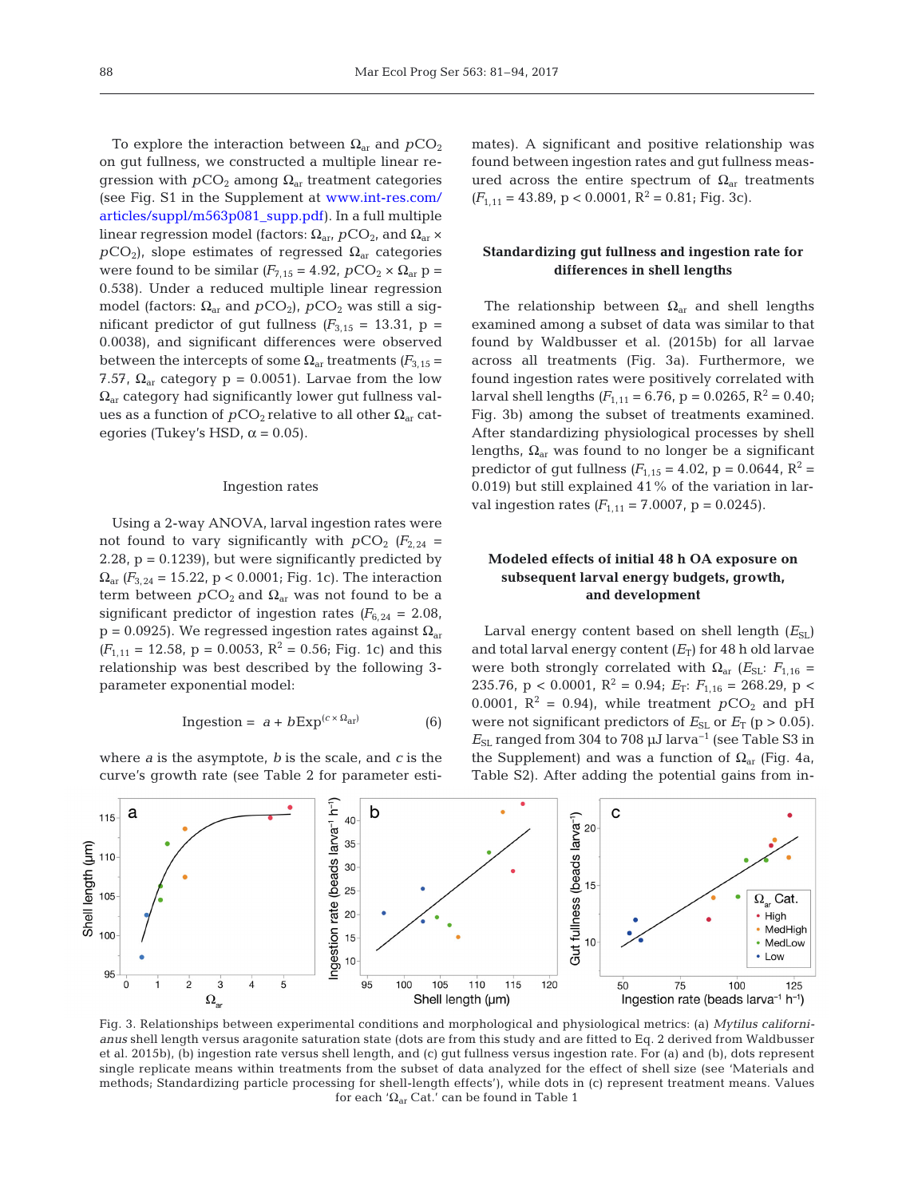To explore the interaction between $\Omega_{ar}$ and $pCO_2$ on gut fullness, we constructed a multiple linear regression with $pCO_2$ among $\Omega_{ar}$ treatment categories (see Fig. S1 in the Supplement at www.int-res.com/articles/suppl/m563p081_supp.pdf). In a full multiple linear regression model (factors: $\Omega_{ar}$, $pCO_2$, and $\Omega_{ar} \times pCO_2$), slope estimates of regressed $\Omega_{ar}$ categories were found to be similar ($F_{7,15} = 4.92$, $pCO_2 \times \Omega_{ar}$ p = 0.538). Under a reduced multiple linear regression model (factors: $\Omega_{ar}$ and $pCO_2$), $pCO_2$ was still a significant predictor of gut fullness ($F_{3,15} = 13.31$, p = 0.0038), and significant differences were observed between the intercepts of some $\Omega_{ar}$ treatments ($F_{3,15} = 7.57$, $\Omega_{ar}$ category p = 0.0051). Larvae from the low $\Omega_{ar}$ category had significantly lower gut fullness values as a function of $pCO_2$ relative to all other $\Omega_{ar}$ categories (Tukey's HSD, $\alpha = 0.05$).

### Ingestion rates

Using a 2-way ANOVA, larval ingestion rates were not found to vary significantly with $pCO_2$ ($F_{2,24} = 2.28$, p = 0.1239), but were significantly predicted by $\Omega_{ar}$ ($F_{3,24} = 15.22$, p < 0.0001; Fig. 1c). The interaction term between $pCO_2$ and $\Omega_{ar}$ was not found to be a significant predictor of ingestion rates ($F_{6,24} = 2.08$, p = 0.0925). We regressed ingestion rates against $\Omega_{ar}$ ($F_{1,11} = 12.58$, p = 0.0053, $R^2 = 0.56$; Fig. 1c) and this relationship was best described by the following 3-parameter exponential model:

$$\text{Ingestion} = a + b\text{Exp}^{(c \times \Omega_{ar})} \quad (6)$$

where $a$ is the asymptote, $b$ is the scale, and $c$ is the curve's growth rate (see Table 2 for parameter estimates). A significant and positive relationship was found between ingestion rates and gut fullness measured across the entire spectrum of $\Omega_{ar}$ treatments ($F_{1,11} = 43.89$, p < 0.0001, $R^2 = 0.81$; Fig. 3c).

### Standardizing gut fullness and ingestion rate for differences in shell lengths

The relationship between $\Omega_{ar}$ and shell lengths examined among a subset of data was similar to that found by Waldbusser et al. (2015b) for all larvae across all treatments (Fig. 3a). Furthermore, we found ingestion rates were positively correlated with larval shell lengths ($F_{1,11} = 6.76$, p = 0.0265, $R^2 = 0.40$; Fig. 3b) among the subset of treatments examined. After standardizing physiological processes by shell lengths, $\Omega_{ar}$ was found to no longer be a significant predictor of gut fullness ($F_{1,15} = 4.02$, p = 0.0644, $R^2 = 0.019$) but still explained 41% of the variation in larval ingestion rates ($F_{1,11} = 7.0007$, p = 0.0245).

### Modeled effects of initial 48 h OA exposure on subsequent larval energy budgets, growth, and development

Larval energy content based on shell length ($E_{SL}$) and total larval energy content ($E_T$) for 48 h old larvae were both strongly correlated with $\Omega_{ar}$ ($E_{SL}$: $F_{1,16} = 235.76$, p < 0.0001, $R^2 = 0.94$; $E_T$: $F_{1,16} = 268.29$, p < 0.0001, $R^2 = 0.94$), while treatment $pCO_2$ and pH were not significant predictors of $E_{SL}$ or $E_T$ (p > 0.05). $E_{SL}$ ranged from 304 to 708 µJ larva$^{-1}$ (see Table S3 in the Supplement) and was a function of $\Omega_{ar}$ (Fig. 4a, Table S2). After adding the potential gains from in-

Fig. 3. Relationships between experimental conditions and morphological and physiological metrics: (a) *Mytilus californianus* shell length versus aragonite saturation state (dots are from this study and are fitted to Eq. 2 derived from Waldbusser et al. 2015b), (b) ingestion rate versus shell length, and (c) gut fullness versus ingestion rate. For (a) and (b), dots represent single replicate means within treatments from the subset of data analyzed for the effect of shell size (see 'Materials and methods; Standardizing particle processing for shell-length effects'), while dots in (c) represent treatment means. Values for each '$\Omega_{ar}$ Cat.' can be found in Table 1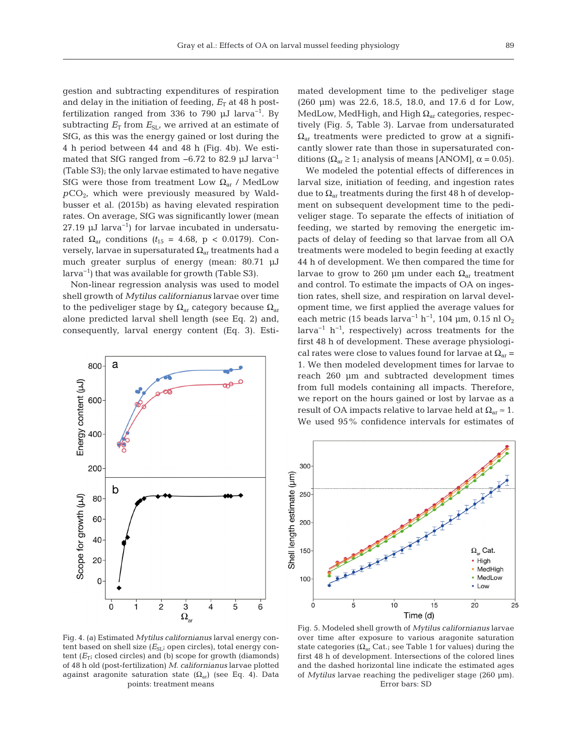gestion and subtracting expenditures of respiration and delay in the initiation of feeding, $E_T$ at 48 h post-fertilization ranged from 336 to 790 µJ larva$^{-1}$. By subtracting $E_T$ from $E_{SL}$, we arrived at an estimate of SfG, as this was the energy gained or lost during the 4 h period between 44 and 48 h (Fig. 4b). We estimated that SfG ranged from −6.72 to 82.9 µJ larva$^{-1}$ (Table S3); the only larvae estimated to have negative SfG were those from treatment Low $\Omega_{ar}$ / MedLow $pCO_2$, which were previously measured by Waldbusser et al. (2015b) as having elevated respiration rates. On average, SfG was significantly lower (mean 27.19 µJ larva$^{-1}$) for larvae incubated in undersaturated $\Omega_{ar}$ conditions ($t_{15}$ = 4.68, $p$ < 0.0179). Conversely, larvae in supersaturated $\Omega_{ar}$ treatments had a much greater surplus of energy (mean: 80.71 µJ larva$^{-1}$) that was available for growth (Table S3).

Non-linear regression analysis was used to model shell growth of *Mytilus californianus* larvae over time to the pediveliger stage by $\Omega_{ar}$ category because $\Omega_{ar}$ alone predicted larval shell length (see Eq. 2) and, consequently, larval energy content (Eq. 3). Estimated development time to the pediveliger stage (260 µm) was 22.6, 18.5, 18.0, and 17.6 d for Low, MedLow, MedHigh, and High $\Omega_{ar}$ categories, respectively (Fig. 5, Table 3). Larvae from undersaturated $\Omega_{ar}$ treatments were predicted to grow at a significantly slower rate than those in supersaturated conditions ($\Omega_{ar} \geq 1$; analysis of means [ANOM], $\alpha$ = 0.05).

We modeled the potential effects of differences in larval size, initiation of feeding, and ingestion rates due to $\Omega_{ar}$ treatments during the first 48 h of development on subsequent development time to the pediveliger stage. To separate the effects of initiation of feeding, we started by removing the energetic impacts of delay of feeding so that larvae from all OA treatments were modeled to begin feeding at exactly 44 h of development. We then compared the time for larvae to grow to 260 µm under each $\Omega_{ar}$ treatment and control. To estimate the impacts of OA on ingestion rates, shell size, and respiration on larval development time, we first applied the average values for each metric (15 beads larva$^{-1}$ h$^{-1}$, 104 µm, 0.15 nl $O_2$ larva$^{-1}$ h$^{-1}$, respectively) across treatments for the first 48 h of development. These average physiological rates were close to values found for larvae at $\Omega_{ar}$ = 1. We then modeled development times for larvae to reach 260 µm and subtracted development times from full models containing all impacts. Therefore, we report on the hours gained or lost by larvae as a result of OA impacts relative to larvae held at $\Omega_{ar} \approx 1$. We used 95% confidence intervals for estimates of

Fig. 4. (a) Estimated *Mytilus californianus* larval energy content based on shell size ($E_{SL}$; open circles), total energy content ($E_T$; closed circles) and (b) scope for growth (diamonds) of 48 h old (post-fertilization) *M. californianus* larvae plotted against aragonite saturation state ($\Omega_{ar}$) (see Eq. 4). Data points: treatment means

Fig. 5. Modeled shell growth of *Mytilus californianus* larvae over time after exposure to various aragonite saturation state categories ($\Omega_{ar}$ Cat.; see Table 1 for values) during the first 48 h of development. Intersections of the colored lines and the dashed horizontal line indicate the estimated ages of *Mytilus* larvae reaching the pediveliger stage (260 µm). Error bars: SD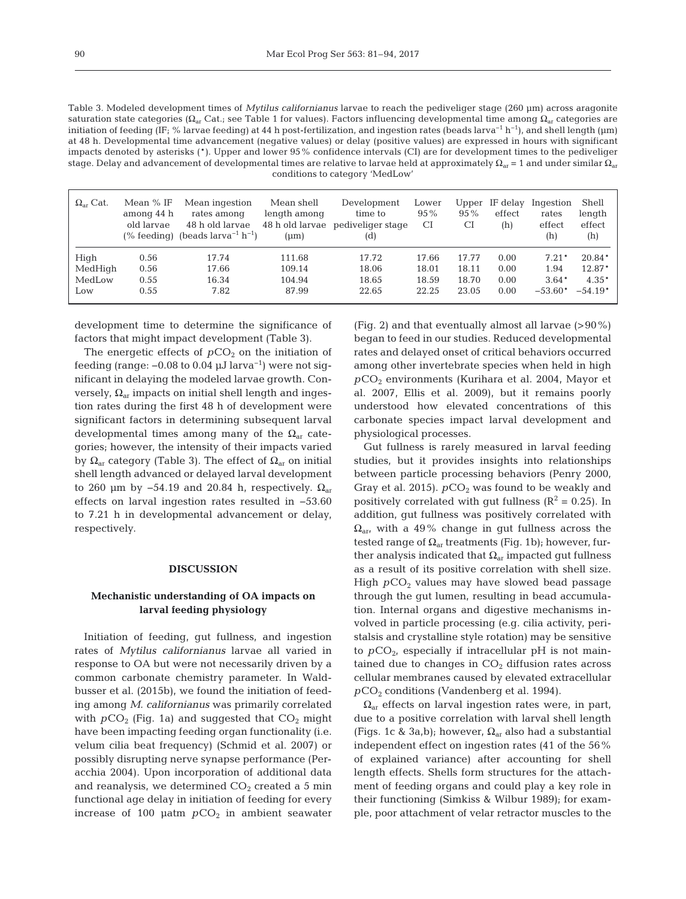Table 3. Modeled development times of *Mytilus californianus* larvae to reach the pediveliger stage (260 µm) across aragonite saturation state categories ($\Omega_{ar}$ Cat.; see Table 1 for values). Factors influencing developmental time among $\Omega_{ar}$ categories are initiation of feeding (IF; % larvae feeding) at 44 h post-fertilization, and ingestion rates (beads larva$^{-1}$ h$^{-1}$), and shell length (µm) at 48 h. Developmental time advancement (negative values) or delay (positive values) are expressed in hours with significant impacts denoted by asterisks (*). Upper and lower 95% confidence intervals (CI) are for development times to the pediveliger stage. Delay and advancement of developmental times are relative to larvae held at approximately $\Omega_{ar}$ = 1 and under similar $\Omega_{ar}$ conditions to category 'MedLow'

| $\Omega_{ar}$ Cat. | Mean % IF among 44 h old larvae (% feeding) | Mean ingestion rates among 48 h old larvae (beads larva$^{-1}$ h$^{-1}$) | Mean shell length among 48 h old larvae (µm) | Development time to pediveliger stage (d) | Lower 95% CI | Upper 95% CI | IF delay effect (h) | Ingestion rates effect (h) | Shell length effect (h) |
|---|---|---|---|---|---|---|---|---|---|
| High | 0.56 | 17.74 | 111.68 | 17.72 | 17.66 | 17.77 | 0.00 | 7.21* | 20.84* |
| MedHigh | 0.56 | 17.66 | 109.14 | 18.06 | 18.01 | 18.11 | 0.00 | 1.94 | 12.87* |
| MedLow | 0.55 | 16.34 | 104.94 | 18.65 | 18.59 | 18.70 | 0.00 | 3.64* | 4.35* |
| Low | 0.55 | 7.82 | 87.99 | 22.65 | 22.25 | 23.05 | 0.00 | −53.60* | −54.19* |

development time to determine the significance of factors that might impact development (Table 3).

The energetic effects of $pCO_2$ on the initiation of feeding (range: −0.08 to 0.04 µJ larva$^{-1}$) were not significant in delaying the modeled larvae growth. Conversely, $\Omega_{ar}$ impacts on initial shell length and ingestion rates during the first 48 h of development were significant factors in determining subsequent larval developmental times among many of the $\Omega_{ar}$ categories; however, the intensity of their impacts varied by $\Omega_{ar}$ category (Table 3). The effect of $\Omega_{ar}$ on initial shell length advanced or delayed larval development to 260 µm by −54.19 and 20.84 h, respectively. $\Omega_{ar}$ effects on larval ingestion rates resulted in −53.60 to 7.21 h in developmental advancement or delay, respectively.

## DISCUSSION

### Mechanistic understanding of OA impacts on larval feeding physiology

Initiation of feeding, gut fullness, and ingestion rates of *Mytilus californianus* larvae all varied in response to OA but were not necessarily driven by a common carbonate chemistry parameter. In Waldbusser et al. (2015b), we found the initiation of feeding among *M. californianus* was primarily correlated with $pCO_2$ (Fig. 1a) and suggested that $CO_2$ might have been impacting feeding organ functionality (i.e. velum cilia beat frequency) (Schmid et al. 2007) or possibly disrupting nerve synapse performance (Peracchia 2004). Upon incorporation of additional data and reanalysis, we determined $CO_2$ created a 5 min functional age delay in initiation of feeding for every increase of 100 µatm $pCO_2$ in ambient seawater (Fig. 2) and that eventually almost all larvae (>90%) began to feed in our studies. Reduced developmental rates and delayed onset of critical behaviors occurred among other invertebrate species when held in high $pCO_2$ environments (Kurihara et al. 2004, Mayor et al. 2007, Ellis et al. 2009), but it remains poorly understood how elevated concentrations of this carbonate species impact larval development and physiological processes.

Gut fullness is rarely measured in larval feeding studies, but it provides insights into relationships between particle processing behaviors (Penry 2000, Gray et al. 2015). $pCO_2$ was found to be weakly and positively correlated with gut fullness ($R^2$ = 0.25). In addition, gut fullness was positively correlated with $\Omega_{ar}$, with a 49% change in gut fullness across the tested range of $\Omega_{ar}$ treatments (Fig. 1b); however, further analysis indicated that $\Omega_{ar}$ impacted gut fullness as a result of its positive correlation with shell size. High $pCO_2$ values may have slowed bead passage through the gut lumen, resulting in bead accumulation. Internal organs and digestive mechanisms involved in particle processing (e.g. cilia activity, peristalsis and crystalline style rotation) may be sensitive to $pCO_2$, especially if intracellular pH is not maintained due to changes in $CO_2$ diffusion rates across cellular membranes caused by elevated extracellular $pCO_2$ conditions (Vandenberg et al. 1994).

$\Omega_{ar}$ effects on larval ingestion rates were, in part, due to a positive correlation with larval shell length (Figs. 1c & 3a,b); however, $\Omega_{ar}$ also had a substantial independent effect on ingestion rates (41 of the 56% of explained variance) after accounting for shell length effects. Shells form structures for the attachment of feeding organs and could play a key role in their functioning (Simkiss & Wilbur 1989); for example, poor attachment of velar retractor muscles to the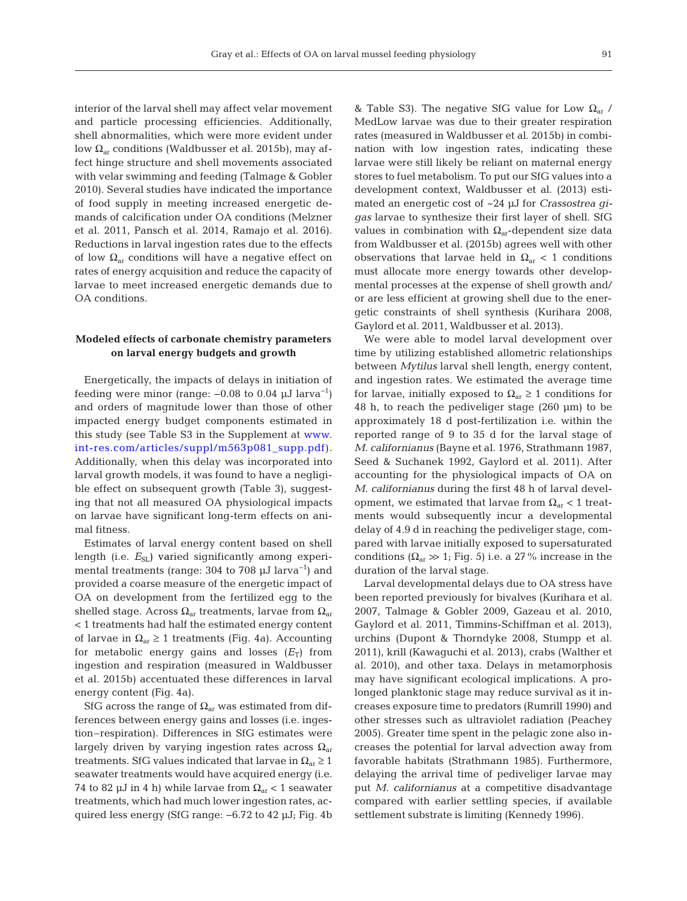interior of the larval shell may affect velar movement and particle processing efficiencies. Additionally, shell abnormalities, which were more evident under low $\Omega_{ar}$ conditions (Waldbusser et al. 2015b), may affect hinge structure and shell movements associated with velar swimming and feeding (Talmage & Gobler 2010). Several studies have indicated the importance of food supply in meeting increased energetic demands of calcification under OA conditions (Melzner et al. 2011, Pansch et al. 2014, Ramajo et al. 2016). Reductions in larval ingestion rates due to the effects of low $\Omega_{ar}$ conditions will have a negative effect on rates of energy acquisition and reduce the capacity of larvae to meet increased energetic demands due to OA conditions.

### Modeled effects of carbonate chemistry parameters on larval energy budgets and growth

Energetically, the impacts of delays in initiation of feeding were minor (range: −0.08 to 0.04 µJ larva$^{-1}$) and orders of magnitude lower than those of other impacted energy budget components estimated in this study (see Table S3 in the Supplement at www.int-res.com/articles/suppl/m563p081_supp.pdf). Additionally, when this delay was incorporated into larval growth models, it was found to have a negligible effect on subsequent growth (Table 3), suggesting that not all measured OA physiological impacts on larvae have significant long-term effects on animal fitness.

Estimates of larval energy content based on shell length (i.e. $E_{SL}$) varied significantly among experimental treatments (range: 304 to 708 µJ larva$^{-1}$) and provided a coarse measure of the energetic impact of OA on development from the fertilized egg to the shelled stage. Across $\Omega_{ar}$ treatments, larvae from $\Omega_{ar}$ < 1 treatments had half the estimated energy content of larvae in $\Omega_{ar} \geq 1$ treatments (Fig. 4a). Accounting for metabolic energy gains and losses ($E_T$) from ingestion and respiration (measured in Waldbusser et al. 2015b) accentuated these differences in larval energy content (Fig. 4a).

SfG across the range of $\Omega_{ar}$ was estimated from differences between energy gains and losses (i.e. ingestion−respiration). Differences in SfG estimates were largely driven by varying ingestion rates across $\Omega_{ar}$ treatments. SfG values indicated that larvae in $\Omega_{ar} \geq 1$ seawater treatments would have acquired energy (i.e. 74 to 82 µJ in 4 h) while larvae from $\Omega_{ar}$ < 1 seawater treatments, which had much lower ingestion rates, acquired less energy (SfG range: −6.72 to 42 µJ; Fig. 4b & Table S3). The negative SfG value for Low $\Omega_{ar}$ / MedLow larvae was due to their greater respiration rates (measured in Waldbusser et al. 2015b) in combination with low ingestion rates, indicating these larvae were still likely be reliant on maternal energy stores to fuel metabolism. To put our SfG values into a development context, Waldbusser et al. (2013) estimated an energetic cost of ~24 µJ for *Crassostrea gigas* larvae to synthesize their first layer of shell. SfG values in combination with $\Omega_{ar}$-dependent size data from Waldbusser et al. (2015b) agrees well with other observations that larvae held in $\Omega_{ar}$ < 1 conditions must allocate more energy towards other developmental processes at the expense of shell growth and/or are less efficient at growing shell due to the energetic constraints of shell synthesis (Kurihara 2008, Gaylord et al. 2011, Waldbusser et al. 2013).

We were able to model larval development over time by utilizing established allometric relationships between *Mytilus* larval shell length, energy content, and ingestion rates. We estimated the average time for larvae, initially exposed to $\Omega_{ar} \geq 1$ conditions for 48 h, to reach the pediveliger stage (260 µm) to be approximately 18 d post-fertilization i.e. within the reported range of 9 to 35 d for the larval stage of *M. californianus* (Bayne et al. 1976, Strathmann 1987, Seed & Suchanek 1992, Gaylord et al. 2011). After accounting for the physiological impacts of OA on *M. californianus* during the first 48 h of larval development, we estimated that larvae from $\Omega_{ar}$ < 1 treatments would subsequently incur a developmental delay of 4.9 d in reaching the pediveliger stage, compared with larvae initially exposed to supersaturated conditions ($\Omega_{ar} \gg 1$; Fig. 5) i.e. a 27% increase in the duration of the larval stage.

Larval developmental delays due to OA stress have been reported previously for bivalves (Kurihara et al. 2007, Talmage & Gobler 2009, Gazeau et al. 2010, Gaylord et al. 2011, Timmins-Schiffman et al. 2013), urchins (Dupont & Thorndyke 2008, Stumpp et al. 2011), krill (Kawaguchi et al. 2013), crabs (Walther et al. 2010), and other taxa. Delays in metamorphosis may have significant ecological implications. A prolonged planktonic stage may reduce survival as it increases exposure time to predators (Rumrill 1990) and other stresses such as ultraviolet radiation (Peachey 2005). Greater time spent in the pelagic zone also increases the potential for larval advection away from favorable habitats (Strathmann 1985). Furthermore, delaying the arrival time of pediveliger larvae may put *M. californianus* at a competitive disadvantage compared with earlier settling species, if available settlement substrate is limiting (Kennedy 1996).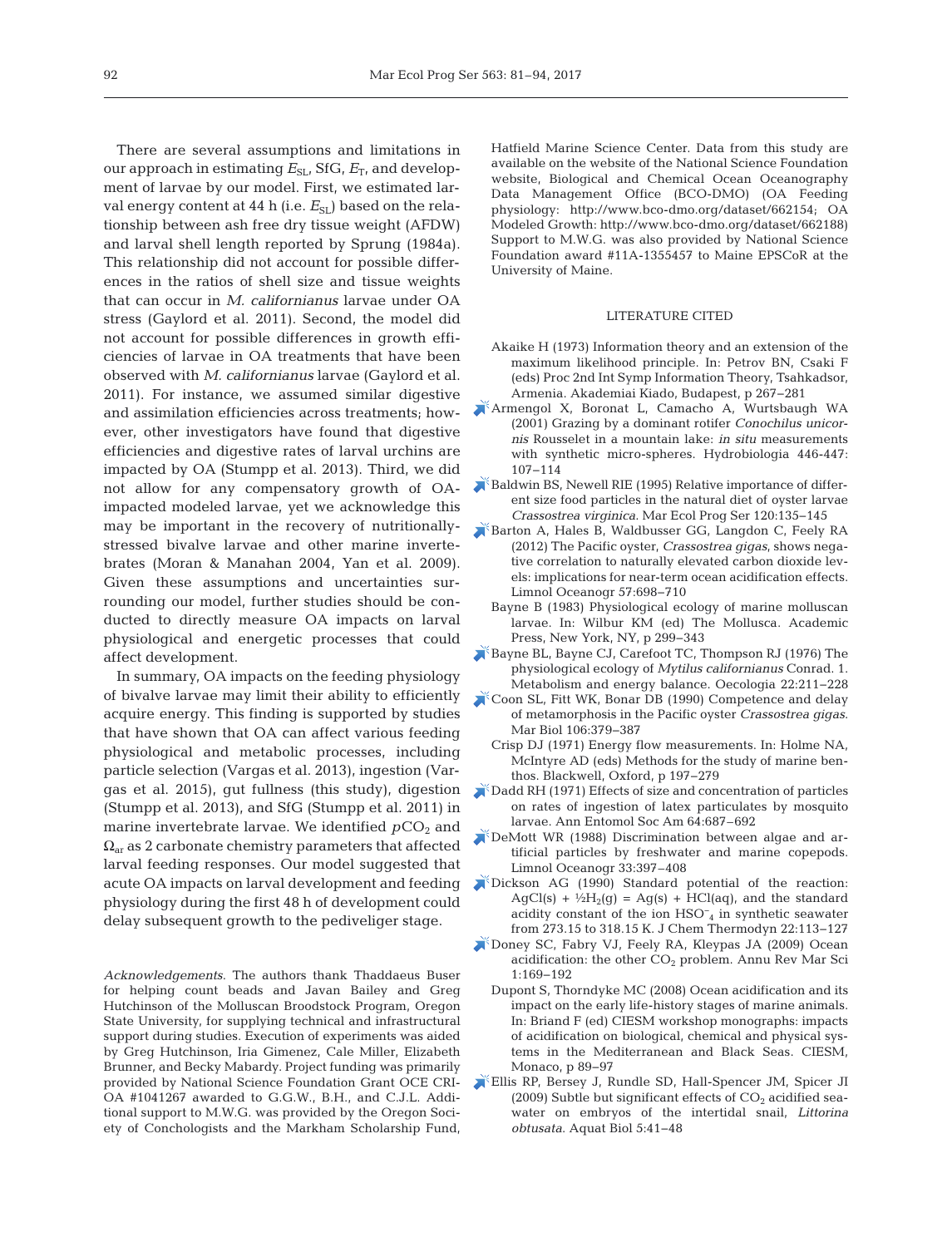There are several assumptions and limitations in our approach in estimating $E_{SL}$, SfG, $E_T$, and development of larvae by our model. First, we estimated larval energy content at 44 h (i.e. $E_{SL}$) based on the relationship between ash free dry tissue weight (AFDW) and larval shell length reported by Sprung (1984a). This relationship did not account for possible differences in the ratios of shell size and tissue weights that can occur in *M. californianus* larvae under OA stress (Gaylord et al. 2011). Second, the model did not account for possible differences in growth efficiencies of larvae in OA treatments that have been observed with *M. californianus* larvae (Gaylord et al. 2011). For instance, we assumed similar digestive and assimilation efficiencies across treatments; however, other investigators have found that digestive efficiencies and digestive rates of larval urchins are impacted by OA (Stumpp et al. 2013). Third, we did not allow for any compensatory growth of OA-impacted modeled larvae, yet we acknowledge this may be important in the recovery of nutritionally-stressed bivalve larvae and other marine invertebrates (Moran & Manahan 2004, Yan et al. 2009). Given these assumptions and uncertainties surrounding our model, further studies should be conducted to directly measure OA impacts on larval physiological and energetic processes that could affect development.

In summary, OA impacts on the feeding physiology of bivalve larvae may limit their ability to efficiently acquire energy. This finding is supported by studies that have shown that OA can affect various feeding physiological and metabolic processes, including particle selection (Vargas et al. 2013), ingestion (Vargas et al. 2015), gut fullness (this study), digestion (Stumpp et al. 2013), and SfG (Stumpp et al. 2011) in marine invertebrate larvae. We identified $pCO_2$ and $\Omega_{ar}$ as 2 carbonate chemistry parameters that affected larval feeding responses. Our model suggested that acute OA impacts on larval development and feeding physiology during the first 48 h of development could delay subsequent growth to the pediveliger stage.

*Acknowledgements*. The authors thank Thaddaeus Buser for helping count beads and Javan Bailey and Greg Hutchinson of the Molluscan Broodstock Program, Oregon State University, for supplying technical and infrastructural support during studies. Execution of experiments was aided by Greg Hutchinson, Iria Gimenez, Cale Miller, Elizabeth Brunner, and Becky Mabardy. Project funding was primarily provided by National Science Foundation Grant OCE CRI-OA #1041267 awarded to G.G.W., B.H., and C.J.L. Additional support to M.W.G. was provided by the Oregon Society of Conchologists and the Markham Scholarship Fund, Hatfield Marine Science Center. Data from this study are available on the website of the National Science Foundation website, Biological and Chemical Ocean Oceanography Data Management Office (BCO-DMO) (OA Feeding physiology: http://www.bco-dmo.org/dataset/662154; OA Modeled Growth: http://www.bco-dmo.org/dataset/662188) Support to M.W.G. was also provided by National Science Foundation award #11A-1355457 to Maine EPSCoR at the University of Maine.

## LITERATURE CITED

- Akaike H (1973) Information theory and an extension of the maximum likelihood principle. In: Petrov BN, Csaki F (eds) Proc 2nd Int Symp Information Theory, Tsahkadsor, Armenia. Akademiai Kiado, Budapest, p 267−281
- Armengol X, Boronat L, Camacho A, Wurtsbaugh WA (2001) Grazing by a dominant rotifer *Conochilus unicornis* Rousselet in a mountain lake: *in situ* measurements with synthetic micro-spheres. Hydrobiologia 446-447: 107−114
- Baldwin BS, Newell RIE (1995) Relative importance of different size food particles in the natural diet of oyster larvae *Crassostrea virginica*. Mar Ecol Prog Ser 120:135−145
- Barton A, Hales B, Waldbusser GG, Langdon C, Feely RA (2012) The Pacific oyster, *Crassostrea gigas*, shows negative correlation to naturally elevated carbon dioxide levels: implications for near-term ocean acidification effects. Limnol Oceanogr 57:698−710
- Bayne B (1983) Physiological ecology of marine molluscan larvae. In: Wilbur KM (ed) The Mollusca. Academic Press, New York, NY, p 299−343
- Bayne BL, Bayne CJ, Carefoot TC, Thompson RJ (1976) The physiological ecology of *Mytilus californianus* Conrad. 1. Metabolism and energy balance. Oecologia 22:211−228
- Coon SL, Fitt WK, Bonar DB (1990) Competence and delay of metamorphosis in the Pacific oyster *Crassostrea gigas*. Mar Biol 106:379−387
- Crisp DJ (1971) Energy flow measurements. In: Holme NA, McIntyre AD (eds) Methods for the study of marine benthos. Blackwell, Oxford, p 197−279
- Dadd RH (1971) Effects of size and concentration of particles on rates of ingestion of latex particulates by mosquito larvae. Ann Entomol Soc Am 64:687−692
- DeMott WR (1988) Discrimination between algae and artificial particles by freshwater and marine copepods. Limnol Oceanogr 33:397−408
- Dickson AG (1990) Standard potential of the reaction: $AgCl(s) + \frac{1}{2}H_2(g) = Ag(s) + HCl(aq)$, and the standard acidity constant of the ion $HSO_4^-$ in synthetic seawater from 273.15 to 318.15 K. J Chem Thermodyn 22:113−127
- Doney SC, Fabry VJ, Feely RA, Kleypas JA (2009) Ocean acidification: the other $CO_2$ problem. Annu Rev Mar Sci 1:169−192
- Dupont S, Thorndyke MC (2008) Ocean acidification and its impact on the early life-history stages of marine animals. In: Briand F (ed) CIESM workshop monographs: impacts of acidification on biological, chemical and physical systems in the Mediterranean and Black Seas. CIESM, Monaco, p 89−97
- Ellis RP, Bersey J, Rundle SD, Hall-Spencer JM, Spicer JI (2009) Subtle but significant effects of $CO_2$ acidified seawater on embryos of the intertidal snail, *Littorina obtusata*. Aquat Biol 5:41−48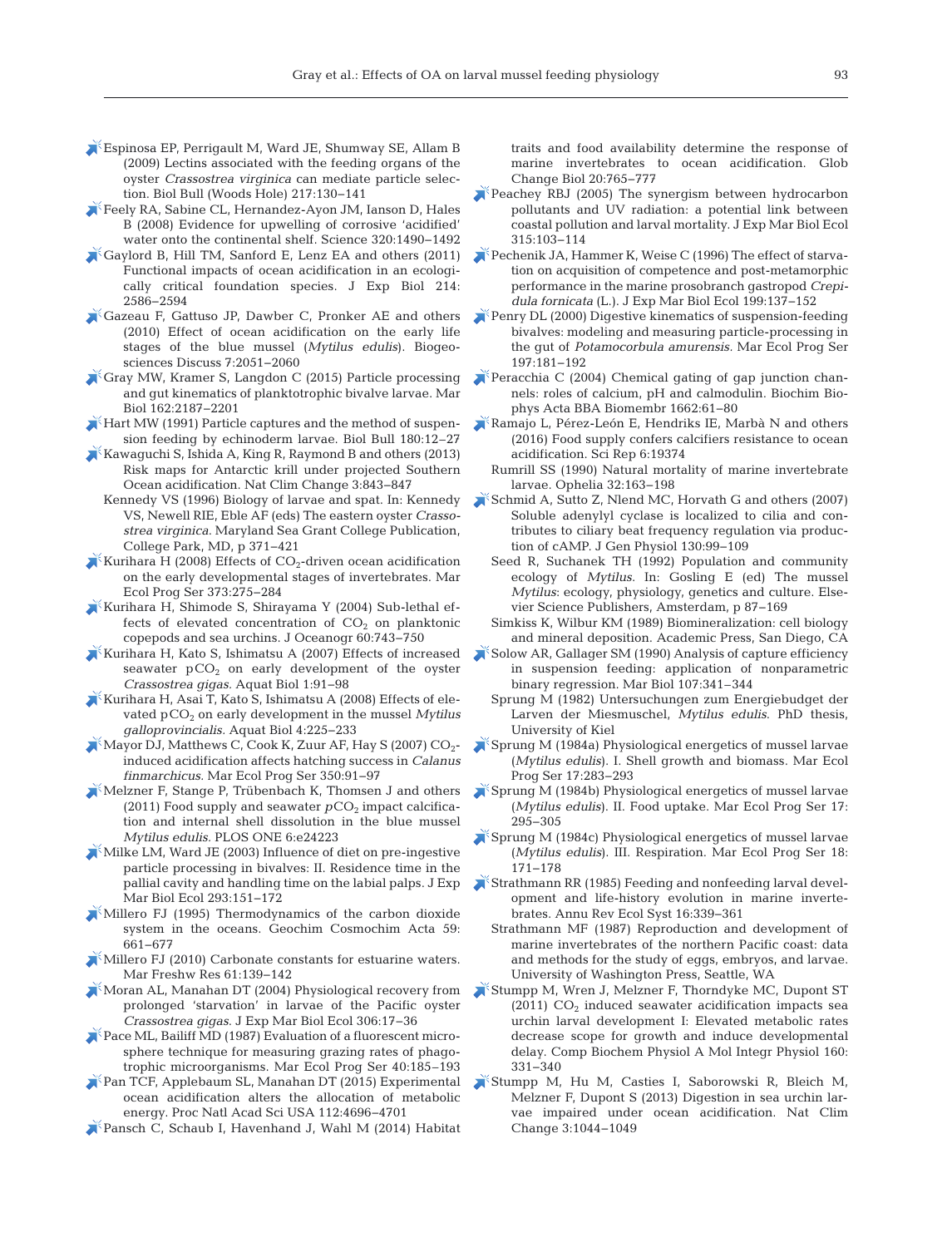Espinosa EP, Perrigault M, Ward JE, Shumway SE, Allam B (2009) Lectins associated with the feeding organs of the oyster *Crassostrea virginica* can mediate particle selection. Biol Bull (Woods Hole) 217:130−141

Feely RA, Sabine CL, Hernandez-Ayon JM, Ianson D, Hales B (2008) Evidence for upwelling of corrosive 'acidified' water onto the continental shelf. Science 320:1490−1492

Gaylord B, Hill TM, Sanford E, Lenz EA and others (2011) Functional impacts of ocean acidification in an ecologically critical foundation species. J Exp Biol 214: 2586−2594

Gazeau F, Gattuso JP, Dawber C, Pronker AE and others (2010) Effect of ocean acidification on the early life stages of the blue mussel (*Mytilus edulis*). Biogeosciences Discuss 7:2051−2060

Gray MW, Kramer S, Langdon C (2015) Particle processing and gut kinematics of planktotrophic bivalve larvae. Mar Biol 162:2187−2201

Hart MW (1991) Particle captures and the method of suspension feeding by echinoderm larvae. Biol Bull 180:12−27

Kawaguchi S, Ishida A, King R, Raymond B and others (2013) Risk maps for Antarctic krill under projected Southern Ocean acidification. Nat Clim Change 3:843−847

Kennedy VS (1996) Biology of larvae and spat. In: Kennedy VS, Newell RIE, Eble AF (eds) The eastern oyster *Crassostrea virginica*. Maryland Sea Grant College Publication, College Park, MD, p 371−421

Kurihara H (2008) Effects of $CO_2$-driven ocean acidification on the early developmental stages of invertebrates. Mar Ecol Prog Ser 373:275−284

Kurihara H, Shimode S, Shirayama Y (2004) Sub-lethal effects of elevated concentration of $CO_2$ on planktonic copepods and sea urchins. J Oceanogr 60:743−750

Kurihara H, Kato S, Ishimatsu A (2007) Effects of increased seawater $pCO_2$ on early development of the oyster *Crassostrea gigas*. Aquat Biol 1:91−98

Kurihara H, Asai T, Kato S, Ishimatsu A (2008) Effects of elevated $pCO_2$ on early development in the mussel *Mytilus galloprovincialis*. Aquat Biol 4:225−233

Mayor DJ, Matthews C, Cook K, Zuur AF, Hay S (2007) $CO_2$-induced acidification affects hatching success in *Calanus finmarchicus*. Mar Ecol Prog Ser 350:91−97

Melzner F, Stange P, Trübenbach K, Thomsen J and others (2011) Food supply and seawater $p$CO$_2$ impact calcification and internal shell dissolution in the blue mussel *Mytilus edulis*. PLOS ONE 6:e24223

Milke LM, Ward JE (2003) Influence of diet on pre-ingestive particle processing in bivalves: II. Residence time in the pallial cavity and handling time on the labial palps. J Exp Mar Biol Ecol 293:151−172

Millero FJ (1995) Thermodynamics of the carbon dioxide system in the oceans. Geochim Cosmochim Acta 59: 661−677

Millero FJ (2010) Carbonate constants for estuarine waters. Mar Freshw Res 61:139−142

Moran AL, Manahan DT (2004) Physiological recovery from prolonged 'starvation' in larvae of the Pacific oyster *Crassostrea gigas*. J Exp Mar Biol Ecol 306:17−36

Pace ML, Bailiff MD (1987) Evaluation of a fluorescent microsphere technique for measuring grazing rates of phagotrophic microorganisms. Mar Ecol Prog Ser 40:185−193

Pan TCF, Applebaum SL, Manahan DT (2015) Experimental ocean acidification alters the allocation of metabolic energy. Proc Natl Acad Sci USA 112:4696−4701

Pansch C, Schaub I, Havenhand J, Wahl M (2014) Habitat traits and food availability determine the response of marine invertebrates to ocean acidification. Glob Change Biol 20:765−777

Peachey RBJ (2005) The synergism between hydrocarbon pollutants and UV radiation: a potential link between coastal pollution and larval mortality. J Exp Mar Biol Ecol 315:103−114

Pechenik JA, Hammer K, Weise C (1996) The effect of starvation on acquisition of competence and post-metamorphic performance in the marine prosobranch gastropod *Crepidula fornicata* (L.). J Exp Mar Biol Ecol 199:137−152

Penry DL (2000) Digestive kinematics of suspension-feeding bivalves: modeling and measuring particle-processing in the gut of *Potamocorbula amurensis*. Mar Ecol Prog Ser 197:181−192

Peracchia C (2004) Chemical gating of gap junction channels: roles of calcium, pH and calmodulin. Biochim Biophys Acta BBA Biomembr 1662:61−80

Ramajo L, Pérez-León E, Hendriks IE, Marbà N and others (2016) Food supply confers calcifiers resistance to ocean acidification. Sci Rep 6:19374

Rumrill SS (1990) Natural mortality of marine invertebrate larvae. Ophelia 32:163−198

Schmid A, Sutto Z, Nlend MC, Horvath G and others (2007) Soluble adenylyl cyclase is localized to cilia and contributes to ciliary beat frequency regulation via production of cAMP. J Gen Physiol 130:99−109

Seed R, Suchanek TH (1992) Population and community ecology of *Mytilus*. In: Gosling E (ed) The mussel *Mytilus*: ecology, physiology, genetics and culture. Elsevier Science Publishers, Amsterdam, p 87−169

Simkiss K, Wilbur KM (1989) Biomineralization: cell biology and mineral deposition. Academic Press, San Diego, CA

Solow AR, Gallager SM (1990) Analysis of capture efficiency in suspension feeding: application of nonparametric binary regression. Mar Biol 107:341−344

Sprung M (1982) Untersuchungen zum Energiebudget der Larven der Miesmuschel, *Mytilus edulis*. PhD thesis, University of Kiel

Sprung M (1984a) Physiological energetics of mussel larvae (*Mytilus edulis*). I. Shell growth and biomass. Mar Ecol Prog Ser 17:283−293

Sprung M (1984b) Physiological energetics of mussel larvae (*Mytilus edulis*). II. Food uptake. Mar Ecol Prog Ser 17: 295−305

Sprung M (1984c) Physiological energetics of mussel larvae (*Mytilus edulis*). III. Respiration. Mar Ecol Prog Ser 18: 171−178

Strathmann RR (1985) Feeding and nonfeeding larval development and life-history evolution in marine invertebrates. Annu Rev Ecol Syst 16:339−361

Strathmann MF (1987) Reproduction and development of marine invertebrates of the northern Pacific coast: data and methods for the study of eggs, embryos, and larvae. University of Washington Press, Seattle, WA

Stumpp M, Wren J, Melzner F, Thorndyke MC, Dupont ST (2011) $CO_2$ induced seawater acidification impacts sea urchin larval development I: Elevated metabolic rates decrease scope for growth and induce developmental delay. Comp Biochem Physiol A Mol Integr Physiol 160: 331−340

Stumpp M, Hu M, Casties I, Saborowski R, Bleich M, Melzner F, Dupont S (2013) Digestion in sea urchin larvae impaired under ocean acidification. Nat Clim Change 3:1044−1049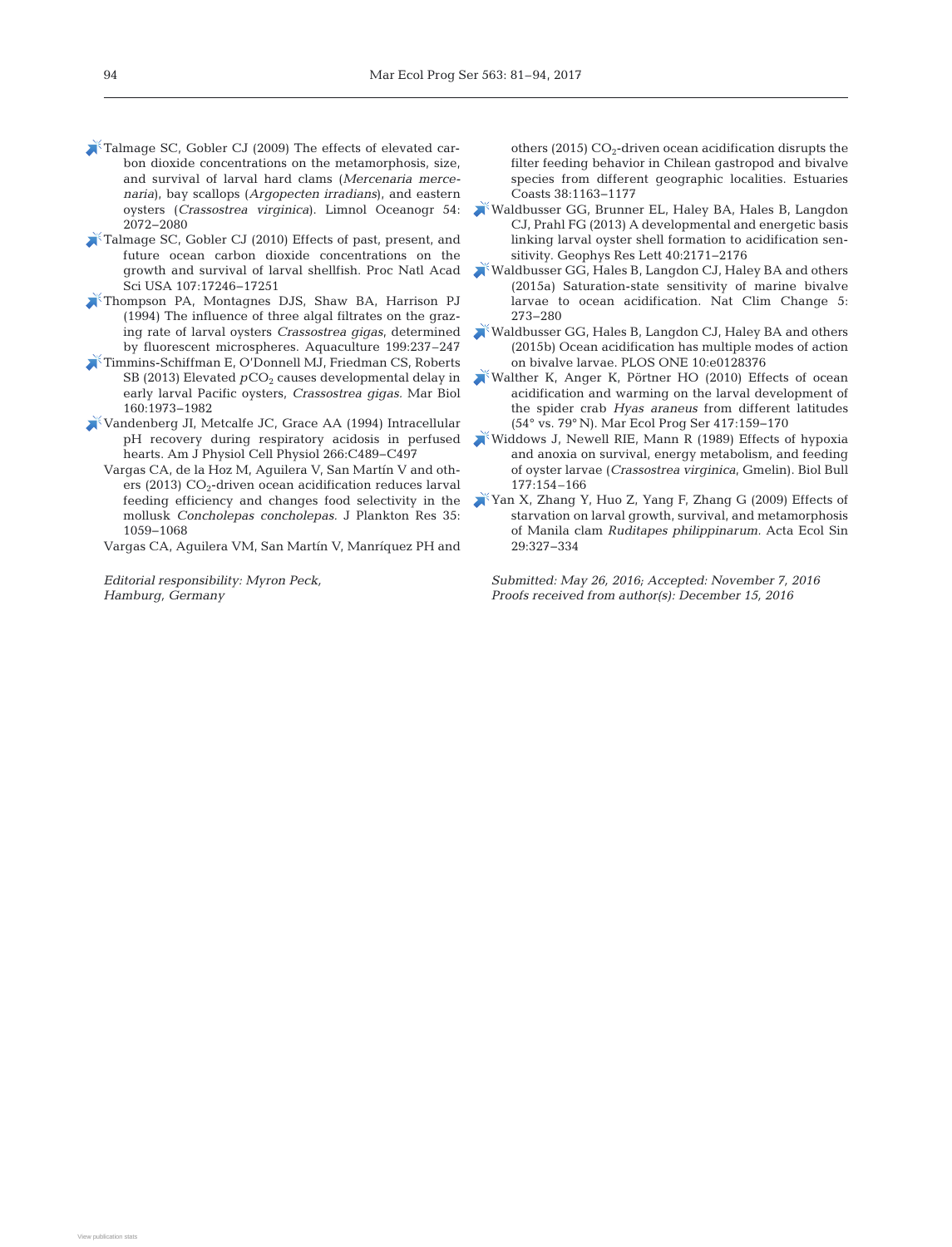Talmage SC, Gobler CJ (2009) The effects of elevated carbon dioxide concentrations on the metamorphosis, size, and survival of larval hard clams (*Mercenaria mercenaria*), bay scallops (*Argopecten irradians*), and eastern oysters (*Crassostrea virginica*). Limnol Oceanogr 54: 2072−2080

Talmage SC, Gobler CJ (2010) Effects of past, present, and future ocean carbon dioxide concentrations on the growth and survival of larval shellfish. Proc Natl Acad Sci USA 107:17246−17251

Thompson PA, Montagnes DJS, Shaw BA, Harrison PJ (1994) The influence of three algal filtrates on the grazing rate of larval oysters *Crassostrea gigas*, determined by fluorescent microspheres. Aquaculture 199:237−247

Timmins-Schiffman E, O'Donnell MJ, Friedman CS, Roberts SB (2013) Elevated $pCO_2$ causes developmental delay in early larval Pacific oysters, *Crassostrea gigas*. Mar Biol 160:1973−1982

Vandenberg JI, Metcalfe JC, Grace AA (1994) Intracellular pH recovery during respiratory acidosis in perfused hearts. Am J Physiol Cell Physiol 266:C489−C497

Vargas CA, de la Hoz M, Aguilera V, San Martín V and others (2013) $CO_2$-driven ocean acidification reduces larval feeding efficiency and changes food selectivity in the mollusk *Concholepas concholepas*. J Plankton Res 35: 1059−1068

Vargas CA, Aguilera VM, San Martín V, Manríquez PH and others (2015) $CO_2$-driven ocean acidification disrupts the filter feeding behavior in Chilean gastropod and bivalve species from different geographic localities. Estuaries Coasts 38:1163−1177

Waldbusser GG, Brunner EL, Haley BA, Hales B, Langdon CJ, Prahl FG (2013) A developmental and energetic basis linking larval oyster shell formation to acidification sensitivity. Geophys Res Lett 40:2171−2176

Waldbusser GG, Hales B, Langdon CJ, Haley BA and others (2015a) Saturation-state sensitivity of marine bivalve larvae to ocean acidification. Nat Clim Change 5: 273−280

Waldbusser GG, Hales B, Langdon CJ, Haley BA and others (2015b) Ocean acidification has multiple modes of action on bivalve larvae. PLOS ONE 10:e0128376

Walther K, Anger K, Pörtner HO (2010) Effects of ocean acidification and warming on the larval development of the spider crab *Hyas araneus* from different latitudes (54° vs. 79° N). Mar Ecol Prog Ser 417:159−170

Widdows J, Newell RIE, Mann R (1989) Effects of hypoxia and anoxia on survival, energy metabolism, and feeding of oyster larvae (*Crassostrea virginica*, Gmelin). Biol Bull 177:154−166

Yan X, Zhang Y, Huo Z, Yang F, Zhang G (2009) Effects of starvation on larval growth, survival, and metamorphosis of Manila clam *Ruditapes philippinarum*. Acta Ecol Sin 29:327−334

*Editorial responsibility: Myron Peck, Hamburg, Germany*

*Submitted: May 26, 2016; Accepted: November 7, 2016*
*Proofs received from author(s): December 15, 2016*